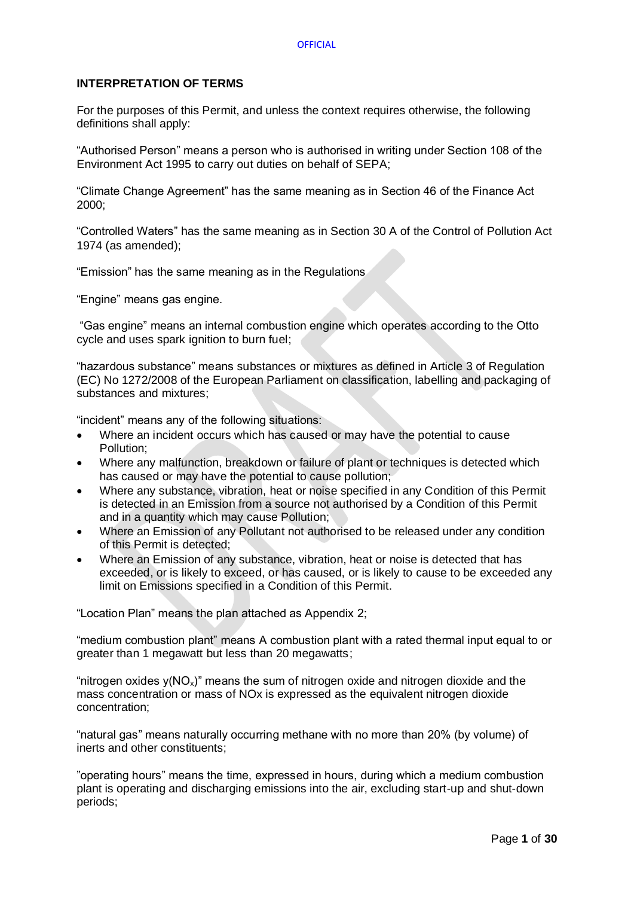## INTERPRETATION OF TERMS

For the purposes of this Permit, and unless the context requires otherwise, the following definitions shall apply:

"Authorised Person" means a person who is authorised in writing under Section 108 of the Environment Act 1995 to carry out duties on behalf of SEPA;

"Climate Change Agreement" has the same meaning as in Section 46 of the Finance Act 2000;

"Controlled Waters" has the same meaning as in Section 30 A of the Control of Pollution Act 1974 (as amended);

"Emission" has the same meaning as in the Regulations

"Engine" means gas engine.

"Gas engine" means an internal combustion engine which operates according to the Otto cycle and uses spark ignition to burn fuel;

"hazardous substance" means substances or mixtures as defined in Article 3 of Regulation (EC) No 1272/2008 of the European Parliament on classification, labelling and packaging of substances and mixtures;

"incident" means any of the following situations:

- Where an incident occurs which has caused or may have the potential to cause Pollution;
- Where any malfunction, breakdown or failure of plant or techniques is detected which has caused or may have the potential to cause pollution;
- Where any substance, vibration, heat or noise specified in any Condition of this Permit is detected in an Emission from a source not authorised by a Condition of this Permit and in a quantity which may cause Pollution;
- Where an Emission of any Pollutant not authorised to be released under any condition of this Permit is detected;
- Where an Emission of any substance, vibration, heat or noise is detected that has exceeded, or is likely to exceed, or has caused, or is likely to cause to be exceeded any limit on Emissions specified in a Condition of this Permit.

"Location Plan" means the plan attached as Appendix 2;

"medium combustion plant" means A combustion plant with a rated thermal input equal to or greater than 1 megawatt but less than 20 megawatts;

"nitrogen oxides y($NO_x$)" means the sum of nitrogen oxide and nitrogen dioxide and the mass concentration or mass of NOx is expressed as the equivalent nitrogen dioxide concentration;

"natural gas" means naturally occurring methane with no more than 20% (by volume) of inerts and other constituents;

"operating hours" means the time, expressed in hours, during which a medium combustion plant is operating and discharging emissions into the air, excluding start-up and shut-down periods;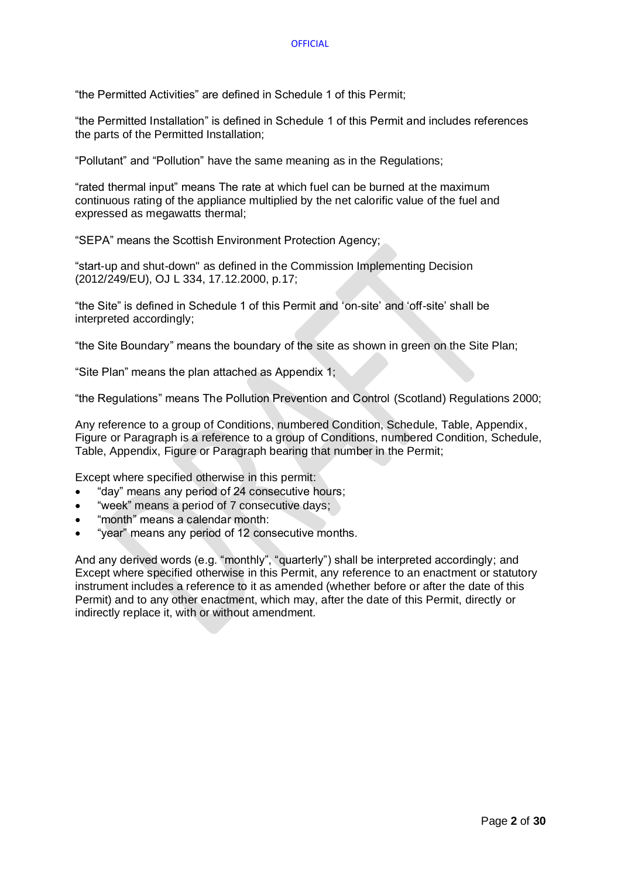"the Permitted Activities" are defined in Schedule 1 of this Permit;

"the Permitted Installation" is defined in Schedule 1 of this Permit and includes references the parts of the Permitted Installation;

"Pollutant" and "Pollution" have the same meaning as in the Regulations;

"rated thermal input" means The rate at which fuel can be burned at the maximum continuous rating of the appliance multiplied by the net calorific value of the fuel and expressed as megawatts thermal;

"SEPA" means the Scottish Environment Protection Agency;

"start-up and shut-down" as defined in the Commission Implementing Decision (2012/249/EU), OJ L 334, 17.12.2000, p.17;

"the Site" is defined in Schedule 1 of this Permit and 'on-site' and 'off-site' shall be interpreted accordingly;

"the Site Boundary" means the boundary of the site as shown in green on the Site Plan;

"Site Plan" means the plan attached as Appendix 1;

"the Regulations" means The Pollution Prevention and Control (Scotland) Regulations 2000;

Any reference to a group of Conditions, numbered Condition, Schedule, Table, Appendix, Figure or Paragraph is a reference to a group of Conditions, numbered Condition, Schedule, Table, Appendix, Figure or Paragraph bearing that number in the Permit;

Except where specified otherwise in this permit:

- "day" means any period of 24 consecutive hours;
- "week" means a period of 7 consecutive days;
- "month" means a calendar month:
- "year" means any period of 12 consecutive months.

And any derived words (e.g. "monthly", "quarterly") shall be interpreted accordingly; and Except where specified otherwise in this Permit, any reference to an enactment or statutory instrument includes a reference to it as amended (whether before or after the date of this Permit) and to any other enactment, which may, after the date of this Permit, directly or indirectly replace it, with or without amendment.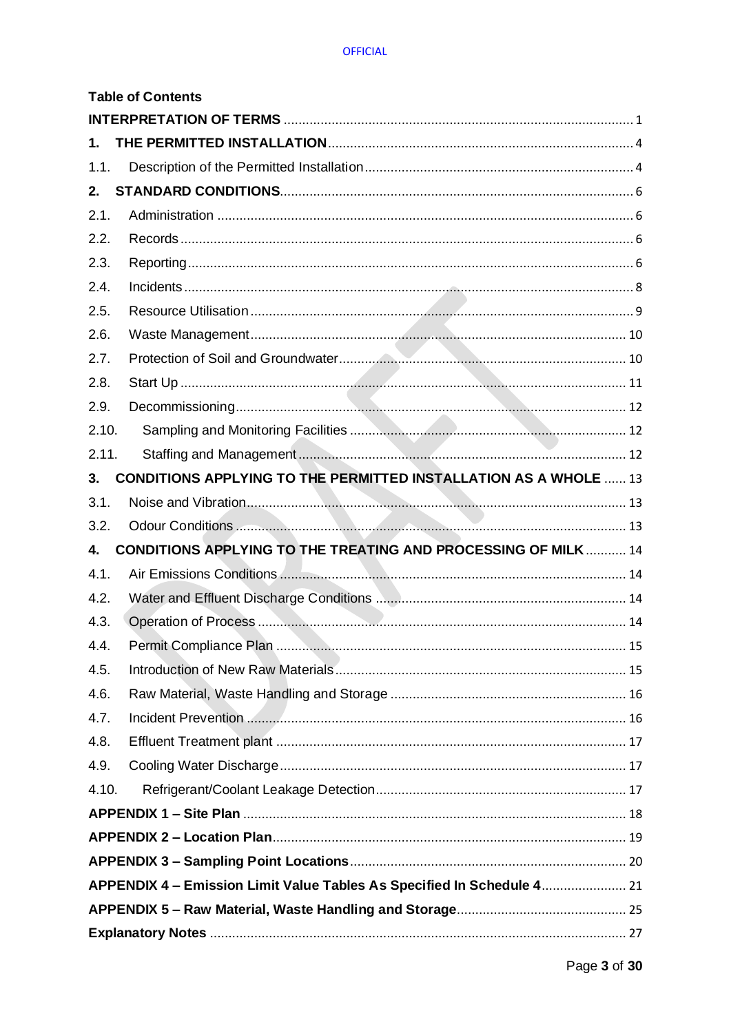**Table of Contents**

**INTERPRETATION OF TERMS** ..... 1

**1. THE PERMITTED INSTALLATION** ..... 4

1.1. Description of the Permitted Installation ..... 4

**2. STANDARD CONDITIONS** ..... 6

2.1. Administration ..... 6

2.2. Records ..... 6

2.3. Reporting ..... 6

2.4. Incidents ..... 8

2.5. Resource Utilisation ..... 9

2.6. Waste Management ..... 10

2.7. Protection of Soil and Groundwater ..... 10

2.8. Start Up ..... 11

2.9. Decommissioning ..... 12

2.10. Sampling and Monitoring Facilities ..... 12

2.11. Staffing and Management ..... 12

**3. CONDITIONS APPLYING TO THE PERMITTED INSTALLATION AS A WHOLE** ..... 13

3.1. Noise and Vibration ..... 13

3.2. Odour Conditions ..... 13

**4. CONDITIONS APPLYING TO THE TREATING AND PROCESSING OF MILK** ..... 14

4.1. Air Emissions Conditions ..... 14

4.2. Water and Effluent Discharge Conditions ..... 14

4.3. Operation of Process ..... 14

4.4. Permit Compliance Plan ..... 15

4.5. Introduction of New Raw Materials ..... 15

4.6. Raw Material, Waste Handling and Storage ..... 16

4.7. Incident Prevention ..... 16

4.8. Effluent Treatment plant ..... 17

4.9. Cooling Water Discharge ..... 17

4.10. Refrigerant/Coolant Leakage Detection ..... 17

**APPENDIX 1 – Site Plan** ..... 18

**APPENDIX 2 – Location Plan** ..... 19

**APPENDIX 3 – Sampling Point Locations** ..... 20

**APPENDIX 4 – Emission Limit Value Tables As Specified In Schedule 4** ..... 21

**APPENDIX 5 – Raw Material, Waste Handling and Storage** ..... 25

**Explanatory Notes** ..... 27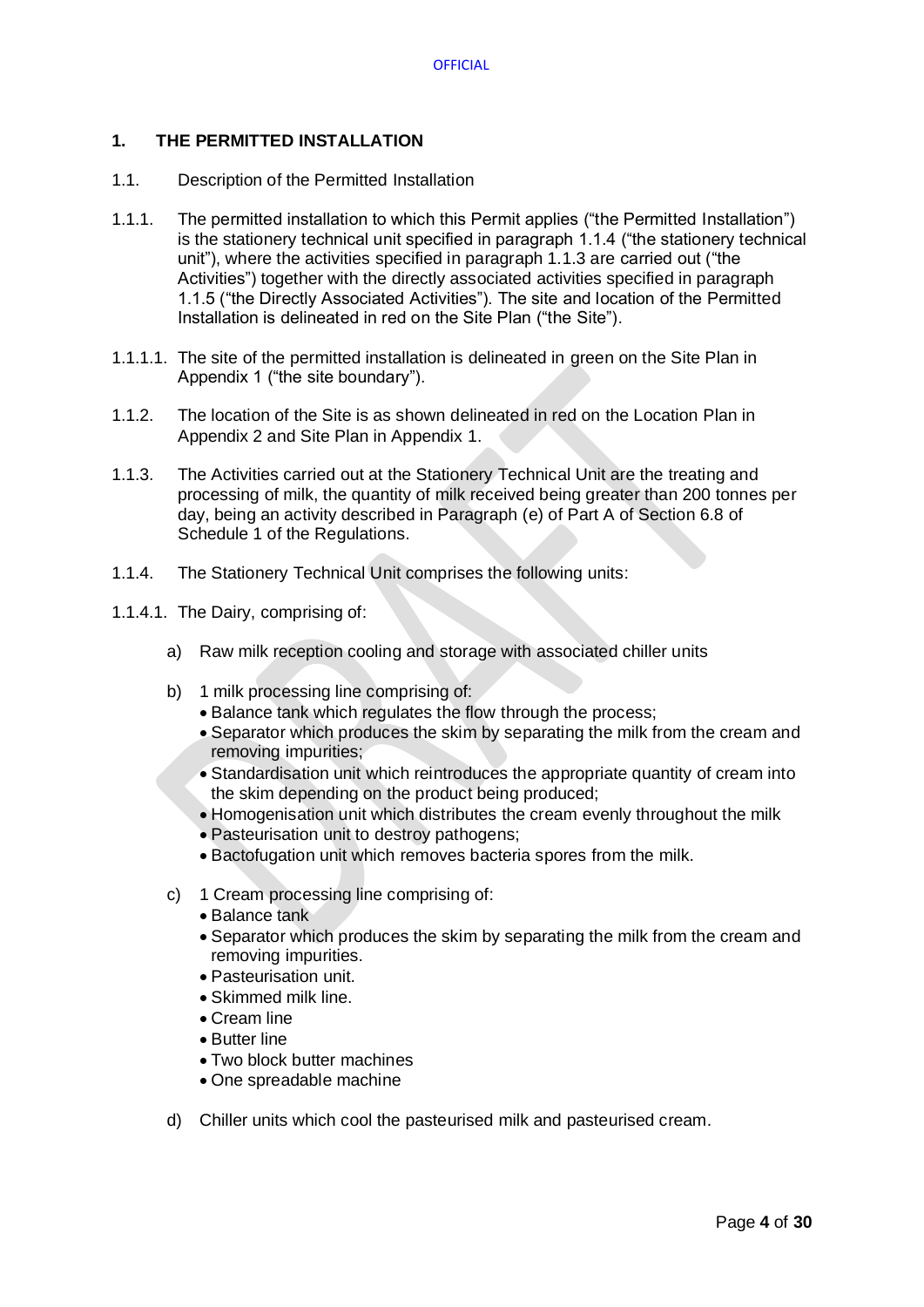## 1. THE PERMITTED INSTALLATION

1.1. Description of the Permitted Installation

1.1.1. The permitted installation to which this Permit applies ("the Permitted Installation") is the stationery technical unit specified in paragraph 1.1.4 ("the stationery technical unit"), where the activities specified in paragraph 1.1.3 are carried out ("the Activities") together with the directly associated activities specified in paragraph 1.1.5 ("the Directly Associated Activities"). The site and location of the Permitted Installation is delineated in red on the Site Plan ("the Site").

1.1.1.1. The site of the permitted installation is delineated in green on the Site Plan in Appendix 1 ("the site boundary").

1.1.2. The location of the Site is as shown delineated in red on the Location Plan in Appendix 2 and Site Plan in Appendix 1.

1.1.3. The Activities carried out at the Stationery Technical Unit are the treating and processing of milk, the quantity of milk received being greater than 200 tonnes per day, being an activity described in Paragraph (e) of Part A of Section 6.8 of Schedule 1 of the Regulations.

1.1.4. The Stationery Technical Unit comprises the following units:

1.1.4.1. The Dairy, comprising of:

a) Raw milk reception cooling and storage with associated chiller units

b) 1 milk processing line comprising of:
   - Balance tank which regulates the flow through the process;
   - Separator which produces the skim by separating the milk from the cream and removing impurities;
   - Standardisation unit which reintroduces the appropriate quantity of cream into the skim depending on the product being produced;
   - Homogenisation unit which distributes the cream evenly throughout the milk
   - Pasteurisation unit to destroy pathogens;
   - Bactofugation unit which removes bacteria spores from the milk.

c) 1 Cream processing line comprising of:
   - Balance tank
   - Separator which produces the skim by separating the milk from the cream and removing impurities.
   - Pasteurisation unit.
   - Skimmed milk line.
   - Cream line
   - Butter line
   - Two block butter machines
   - One spreadable machine

d) Chiller units which cool the pasteurised milk and pasteurised cream.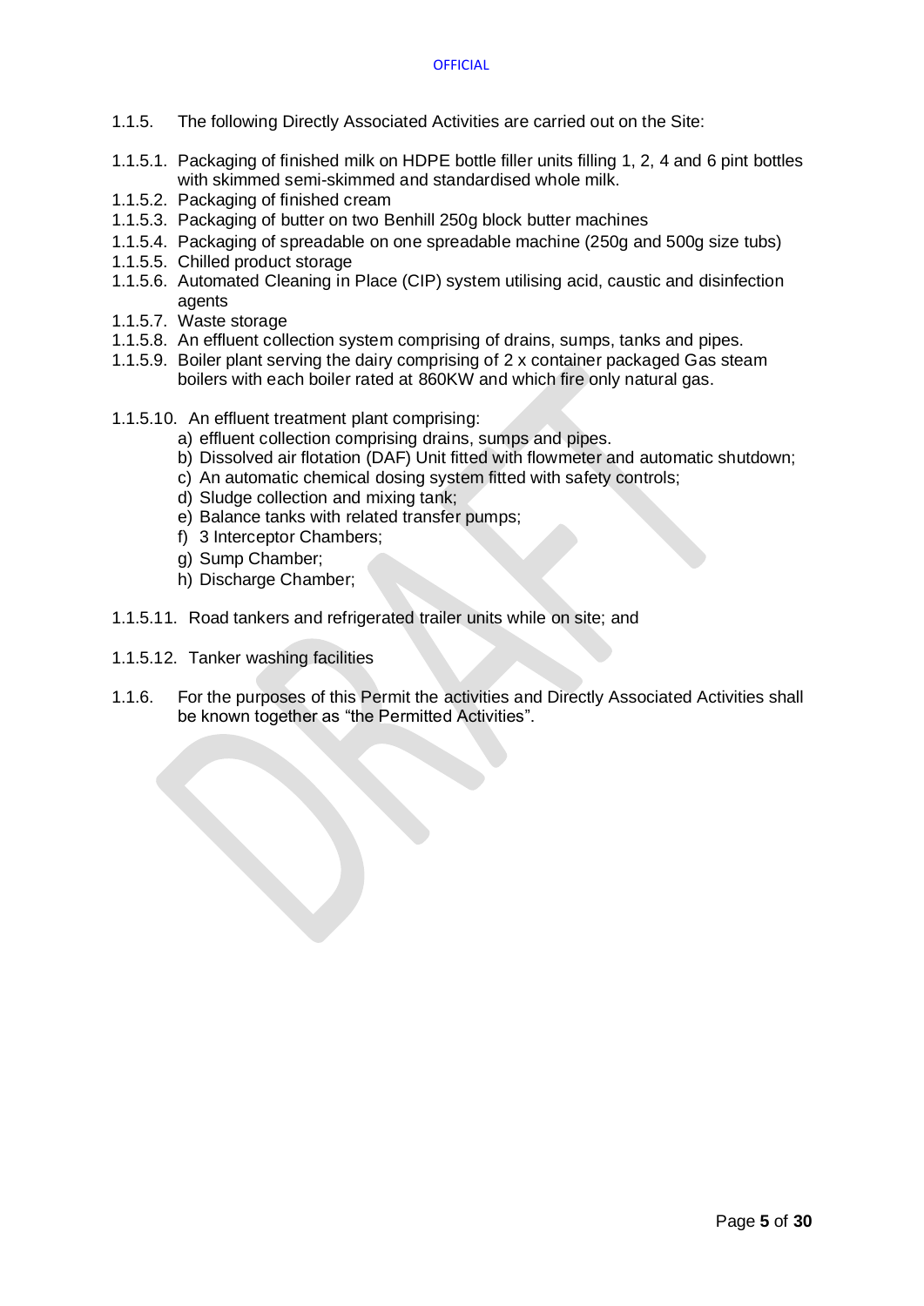1.1.5. The following Directly Associated Activities are carried out on the Site:

1.1.5.1. Packaging of finished milk on HDPE bottle filler units filling 1, 2, 4 and 6 pint bottles with skimmed semi-skimmed and standardised whole milk.
1.1.5.2. Packaging of finished cream
1.1.5.3. Packaging of butter on two Benhill 250g block butter machines
1.1.5.4. Packaging of spreadable on one spreadable machine (250g and 500g size tubs)
1.1.5.5. Chilled product storage
1.1.5.6. Automated Cleaning in Place (CIP) system utilising acid, caustic and disinfection agents
1.1.5.7. Waste storage
1.1.5.8. An effluent collection system comprising of drains, sumps, tanks and pipes.
1.1.5.9. Boiler plant serving the dairy comprising of 2 x container packaged Gas steam boilers with each boiler rated at 860KW and which fire only natural gas.

1.1.5.10. An effluent treatment plant comprising:

a) effluent collection comprising drains, sumps and pipes.
b) Dissolved air flotation (DAF) Unit fitted with flowmeter and automatic shutdown;
c) An automatic chemical dosing system fitted with safety controls;
d) Sludge collection and mixing tank;
e) Balance tanks with related transfer pumps;
f) 3 Interceptor Chambers;
g) Sump Chamber;
h) Discharge Chamber;

1.1.5.11. Road tankers and refrigerated trailer units while on site; and

1.1.5.12. Tanker washing facilities

1.1.6. For the purposes of this Permit the activities and Directly Associated Activities shall be known together as "the Permitted Activities".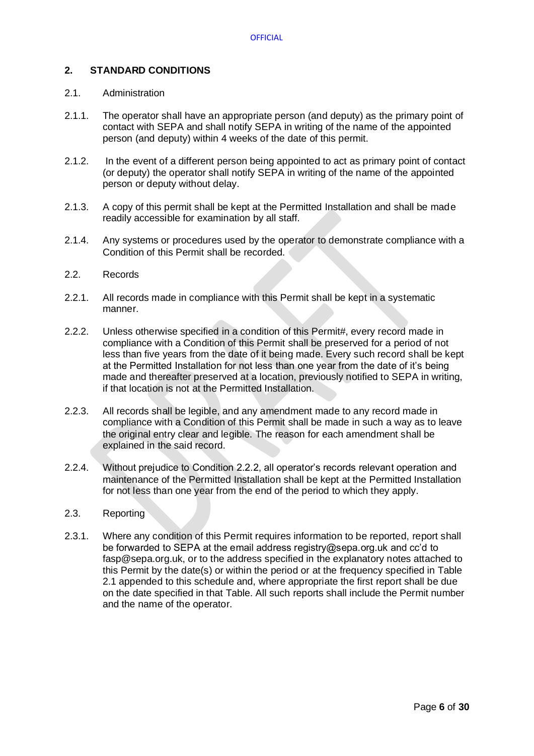## 2. STANDARD CONDITIONS

2.1. Administration

2.1.1. The operator shall have an appropriate person (and deputy) as the primary point of contact with SEPA and shall notify SEPA in writing of the name of the appointed person (and deputy) within 4 weeks of the date of this permit.

2.1.2. In the event of a different person being appointed to act as primary point of contact (or deputy) the operator shall notify SEPA in writing of the name of the appointed person or deputy without delay.

2.1.3. A copy of this permit shall be kept at the Permitted Installation and shall be made readily accessible for examination by all staff.

2.1.4. Any systems or procedures used by the operator to demonstrate compliance with a Condition of this Permit shall be recorded.

2.2. Records

2.2.1. All records made in compliance with this Permit shall be kept in a systematic manner.

2.2.2. Unless otherwise specified in a condition of this Permit#, every record made in compliance with a Condition of this Permit shall be preserved for a period of not less than five years from the date of it being made. Every such record shall be kept at the Permitted Installation for not less than one year from the date of it's being made and thereafter preserved at a location, previously notified to SEPA in writing, if that location is not at the Permitted Installation.

2.2.3. All records shall be legible, and any amendment made to any record made in compliance with a Condition of this Permit shall be made in such a way as to leave the original entry clear and legible. The reason for each amendment shall be explained in the said record.

2.2.4. Without prejudice to Condition 2.2.2, all operator's records relevant operation and maintenance of the Permitted Installation shall be kept at the Permitted Installation for not less than one year from the end of the period to which they apply.

2.3. Reporting

2.3.1. Where any condition of this Permit requires information to be reported, report shall be forwarded to SEPA at the email address registry@sepa.org.uk and cc'd to fasp@sepa.org.uk, or to the address specified in the explanatory notes attached to this Permit by the date(s) or within the period or at the frequency specified in Table 2.1 appended to this schedule and, where appropriate the first report shall be due on the date specified in that Table. All such reports shall include the Permit number and the name of the operator.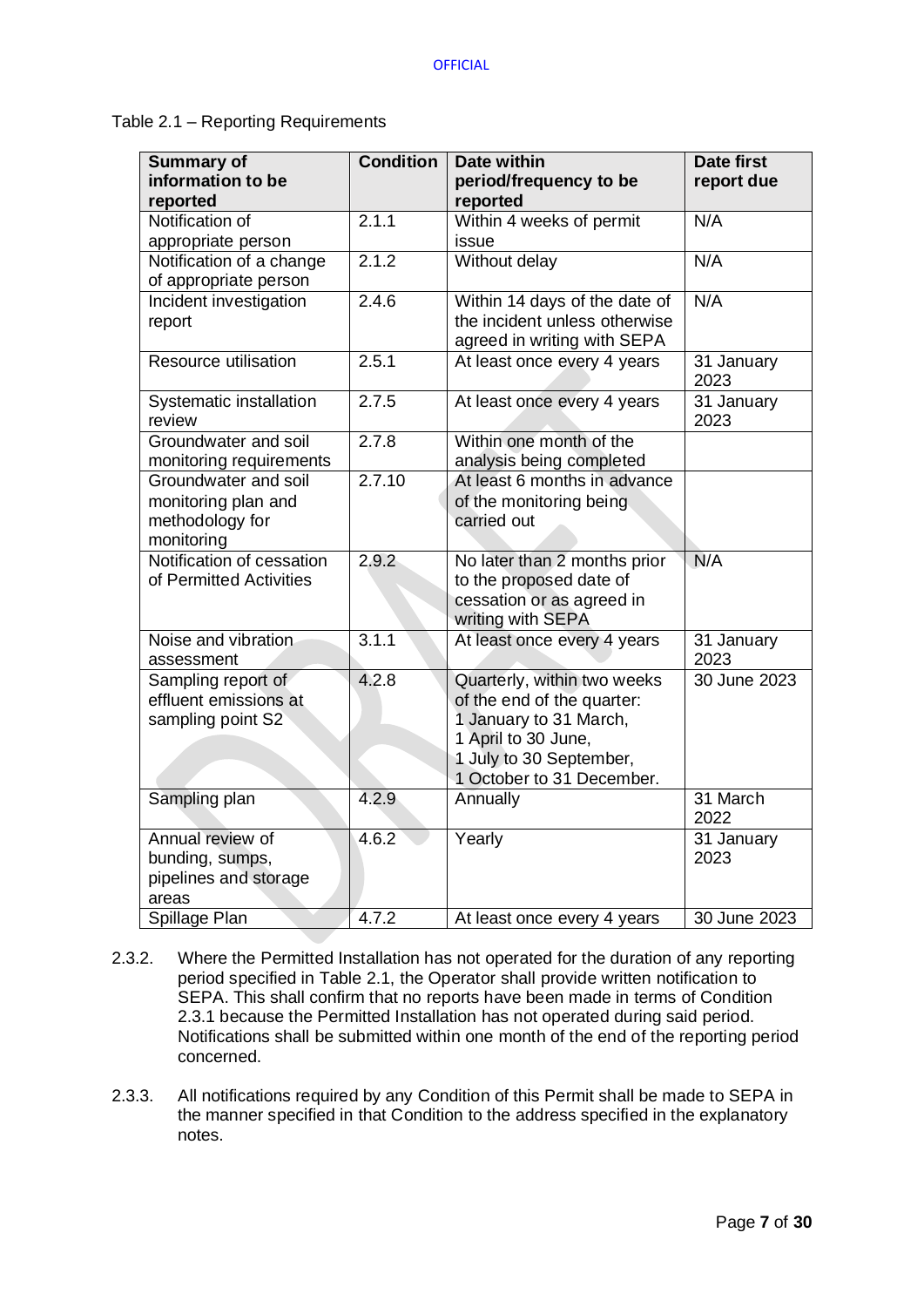Table 2.1 – Reporting Requirements

| Summary of information to be reported | Condition | Date within period/frequency to be reported | Date first report due |
|---|---|---|---|
| Notification of appropriate person | 2.1.1 | Within 4 weeks of permit issue | N/A |
| Notification of a change of appropriate person | 2.1.2 | Without delay | N/A |
| Incident investigation report | 2.4.6 | Within 14 days of the date of the incident unless otherwise agreed in writing with SEPA | N/A |
| Resource utilisation | 2.5.1 | At least once every 4 years | 31 January 2023 |
| Systematic installation review | 2.7.5 | At least once every 4 years | 31 January 2023 |
| Groundwater and soil monitoring requirements | 2.7.8 | Within one month of the analysis being completed | |
| Groundwater and soil monitoring plan and methodology for monitoring | 2.7.10 | At least 6 months in advance of the monitoring being carried out | |
| Notification of cessation of Permitted Activities | 2.9.2 | No later than 2 months prior to the proposed date of cessation or as agreed in writing with SEPA | N/A |
| Noise and vibration assessment | 3.1.1 | At least once every 4 years | 31 January 2023 |
| Sampling report of effluent emissions at sampling point S2 | 4.2.8 | Quarterly, within two weeks of the end of the quarter: 1 January to 31 March, 1 April to 30 June, 1 July to 30 September, 1 October to 31 December. | 30 June 2023 |
| Sampling plan | 4.2.9 | Annually | 31 March 2022 |
| Annual review of bunding, sumps, pipelines and storage areas | 4.6.2 | Yearly | 31 January 2023 |
| Spillage Plan | 4.7.2 | At least once every 4 years | 30 June 2023 |

2.3.2. Where the Permitted Installation has not operated for the duration of any reporting period specified in Table 2.1, the Operator shall provide written notification to SEPA. This shall confirm that no reports have been made in terms of Condition 2.3.1 because the Permitted Installation has not operated during said period. Notifications shall be submitted within one month of the end of the reporting period concerned.

2.3.3. All notifications required by any Condition of this Permit shall be made to SEPA in the manner specified in that Condition to the address specified in the explanatory notes.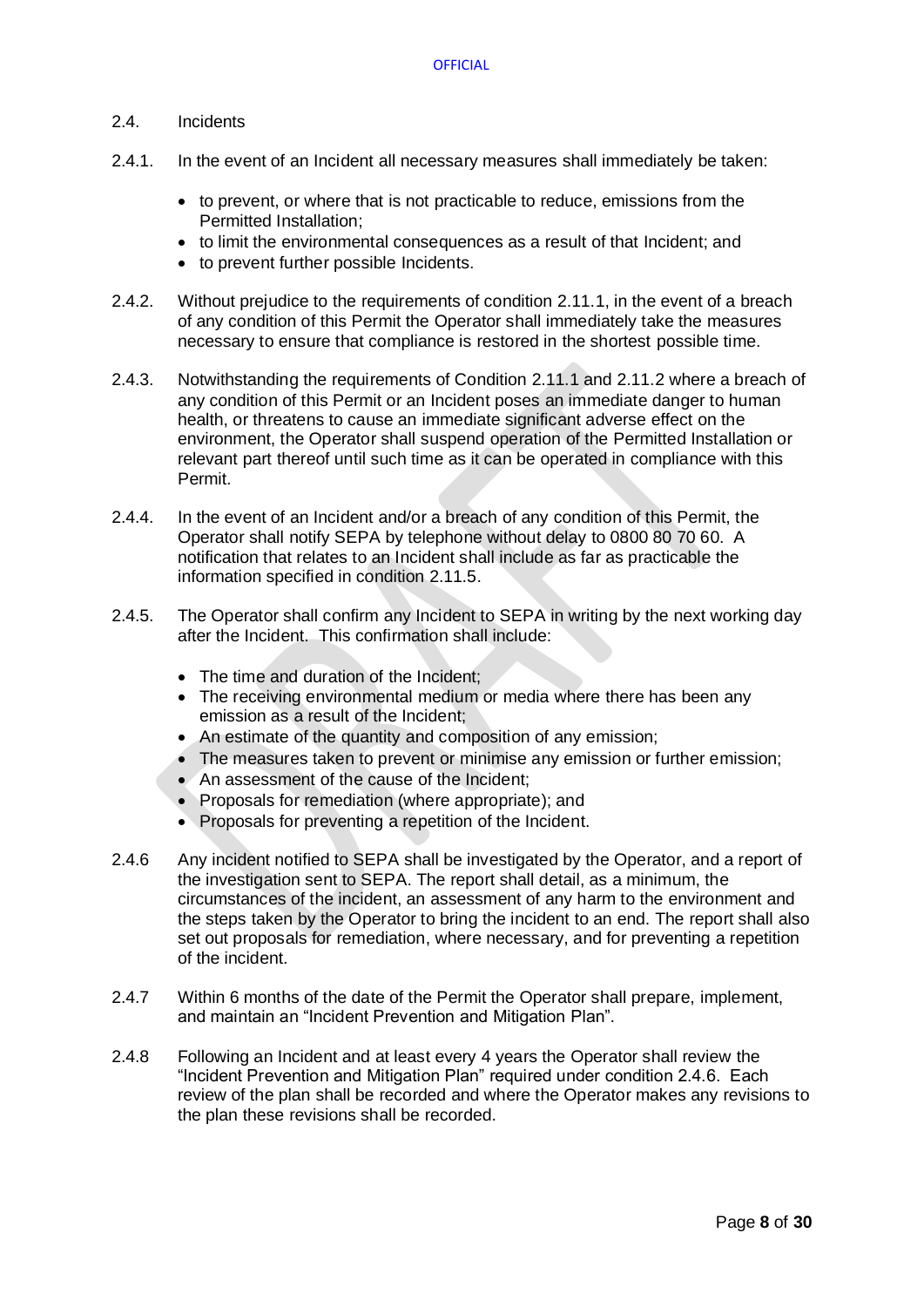## 2.4. Incidents

2.4.1. In the event of an Incident all necessary measures shall immediately be taken:

- to prevent, or where that is not practicable to reduce, emissions from the Permitted Installation;
- to limit the environmental consequences as a result of that Incident; and
- to prevent further possible Incidents.

2.4.2. Without prejudice to the requirements of condition 2.11.1, in the event of a breach of any condition of this Permit the Operator shall immediately take the measures necessary to ensure that compliance is restored in the shortest possible time.

2.4.3. Notwithstanding the requirements of Condition 2.11.1 and 2.11.2 where a breach of any condition of this Permit or an Incident poses an immediate danger to human health, or threatens to cause an immediate significant adverse effect on the environment, the Operator shall suspend operation of the Permitted Installation or relevant part thereof until such time as it can be operated in compliance with this Permit.

2.4.4. In the event of an Incident and/or a breach of any condition of this Permit, the Operator shall notify SEPA by telephone without delay to 0800 80 70 60. A notification that relates to an Incident shall include as far as practicable the information specified in condition 2.11.5.

2.4.5. The Operator shall confirm any Incident to SEPA in writing by the next working day after the Incident. This confirmation shall include:

- The time and duration of the Incident;
- The receiving environmental medium or media where there has been any emission as a result of the Incident;
- An estimate of the quantity and composition of any emission;
- The measures taken to prevent or minimise any emission or further emission;
- An assessment of the cause of the Incident;
- Proposals for remediation (where appropriate); and
- Proposals for preventing a repetition of the Incident.

2.4.6 Any incident notified to SEPA shall be investigated by the Operator, and a report of the investigation sent to SEPA. The report shall detail, as a minimum, the circumstances of the incident, an assessment of any harm to the environment and the steps taken by the Operator to bring the incident to an end. The report shall also set out proposals for remediation, where necessary, and for preventing a repetition of the incident.

2.4.7 Within 6 months of the date of the Permit the Operator shall prepare, implement, and maintain an "Incident Prevention and Mitigation Plan".

2.4.8 Following an Incident and at least every 4 years the Operator shall review the "Incident Prevention and Mitigation Plan" required under condition 2.4.6. Each review of the plan shall be recorded and where the Operator makes any revisions to the plan these revisions shall be recorded.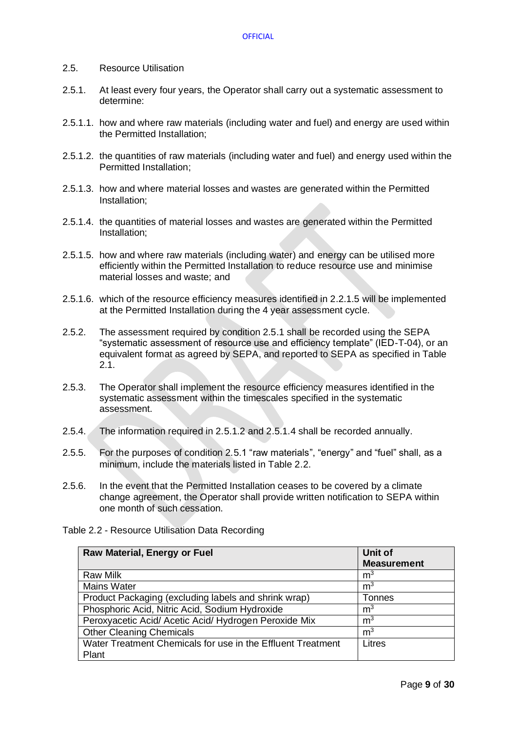2.5. Resource Utilisation

2.5.1. At least every four years, the Operator shall carry out a systematic assessment to determine:

2.5.1.1. how and where raw materials (including water and fuel) and energy are used within the Permitted Installation;

2.5.1.2. the quantities of raw materials (including water and fuel) and energy used within the Permitted Installation;

2.5.1.3. how and where material losses and wastes are generated within the Permitted Installation;

2.5.1.4. the quantities of material losses and wastes are generated within the Permitted Installation;

2.5.1.5. how and where raw materials (including water) and energy can be utilised more efficiently within the Permitted Installation to reduce resource use and minimise material losses and waste; and

2.5.1.6. which of the resource efficiency measures identified in 2.2.1.5 will be implemented at the Permitted Installation during the 4 year assessment cycle.

2.5.2. The assessment required by condition 2.5.1 shall be recorded using the SEPA "systematic assessment of resource use and efficiency template" (IED-T-04), or an equivalent format as agreed by SEPA, and reported to SEPA as specified in Table 2.1.

2.5.3. The Operator shall implement the resource efficiency measures identified in the systematic assessment within the timescales specified in the systematic assessment.

2.5.4. The information required in 2.5.1.2 and 2.5.1.4 shall be recorded annually.

2.5.5. For the purposes of condition 2.5.1 "raw materials", "energy" and "fuel" shall, as a minimum, include the materials listed in Table 2.2.

2.5.6. In the event that the Permitted Installation ceases to be covered by a climate change agreement, the Operator shall provide written notification to SEPA within one month of such cessation.

Table 2.2 - Resource Utilisation Data Recording

| Raw Material, Energy or Fuel | Unit of Measurement |
|---|---|
| Raw Milk | $m^3$ |
| Mains Water | $m^3$ |
| Product Packaging (excluding labels and shrink wrap) | Tonnes |
| Phosphoric Acid, Nitric Acid, Sodium Hydroxide | $m^3$ |
| Peroxyacetic Acid/ Acetic Acid/ Hydrogen Peroxide Mix | $m^3$ |
| Other Cleaning Chemicals | $m^3$ |
| Water Treatment Chemicals for use in the Effluent Treatment Plant | Litres |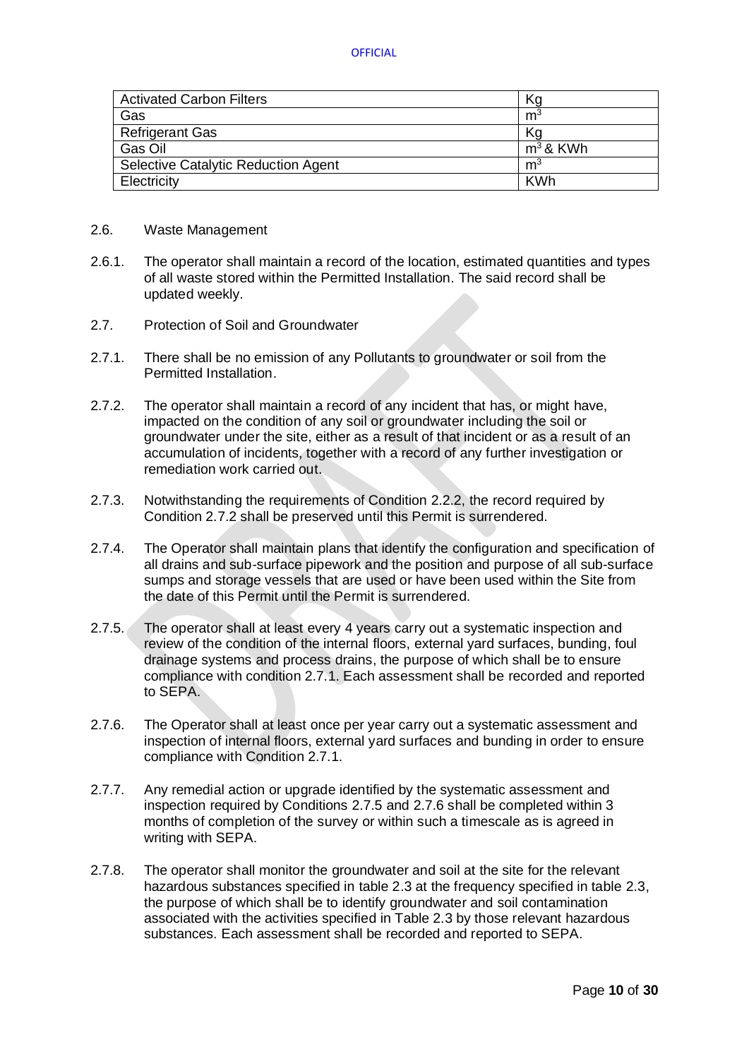| | |
|---|---|
| Activated Carbon Filters | Kg |
| Gas | $m^3$ |
| Refrigerant Gas | Kg |
| Gas Oil | $m^3$ & KWh |
| Selective Catalytic Reduction Agent | $m^3$ |
| Electricity | KWh |

2.6. Waste Management

2.6.1. The operator shall maintain a record of the location, estimated quantities and types of all waste stored within the Permitted Installation. The said record shall be updated weekly.

2.7. Protection of Soil and Groundwater

2.7.1. There shall be no emission of any Pollutants to groundwater or soil from the Permitted Installation.

2.7.2. The operator shall maintain a record of any incident that has, or might have, impacted on the condition of any soil or groundwater including the soil or groundwater under the site, either as a result of that incident or as a result of an accumulation of incidents, together with a record of any further investigation or remediation work carried out.

2.7.3. Notwithstanding the requirements of Condition 2.2.2, the record required by Condition 2.7.2 shall be preserved until this Permit is surrendered.

2.7.4. The Operator shall maintain plans that identify the configuration and specification of all drains and sub-surface pipework and the position and purpose of all sub-surface sumps and storage vessels that are used or have been used within the Site from the date of this Permit until the Permit is surrendered.

2.7.5. The operator shall at least every 4 years carry out a systematic inspection and review of the condition of the internal floors, external yard surfaces, bunding, foul drainage systems and process drains, the purpose of which shall be to ensure compliance with condition 2.7.1. Each assessment shall be recorded and reported to SEPA.

2.7.6. The Operator shall at least once per year carry out a systematic assessment and inspection of internal floors, external yard surfaces and bunding in order to ensure compliance with Condition 2.7.1.

2.7.7. Any remedial action or upgrade identified by the systematic assessment and inspection required by Conditions 2.7.5 and 2.7.6 shall be completed within 3 months of completion of the survey or within such a timescale as is agreed in writing with SEPA.

2.7.8. The operator shall monitor the groundwater and soil at the site for the relevant hazardous substances specified in table 2.3 at the frequency specified in table 2.3, the purpose of which shall be to identify groundwater and soil contamination associated with the activities specified in Table 2.3 by those relevant hazardous substances. Each assessment shall be recorded and reported to SEPA.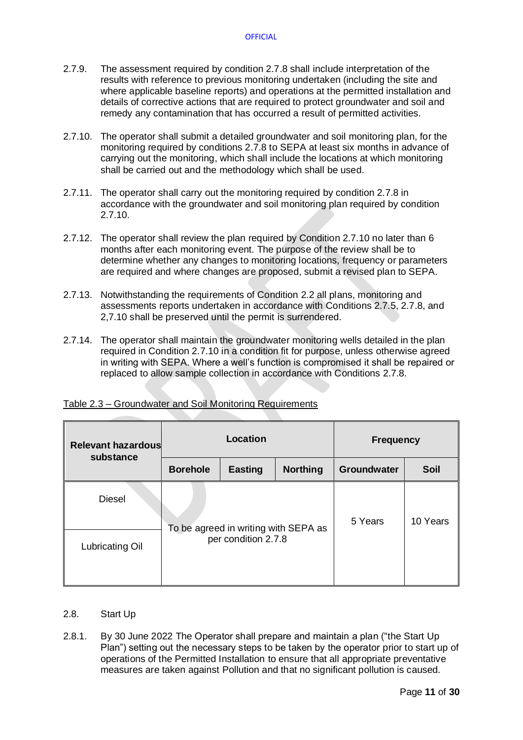2.7.9. The assessment required by condition 2.7.8 shall include interpretation of the results with reference to previous monitoring undertaken (including the site and where applicable baseline reports) and operations at the permitted installation and details of corrective actions that are required to protect groundwater and soil and remedy any contamination that has occurred a result of permitted activities.

2.7.10. The operator shall submit a detailed groundwater and soil monitoring plan, for the monitoring required by conditions 2.7.8 to SEPA at least six months in advance of carrying out the monitoring, which shall include the locations at which monitoring shall be carried out and the methodology which shall be used.

2.7.11. The operator shall carry out the monitoring required by condition 2.7.8 in accordance with the groundwater and soil monitoring plan required by condition 2.7.10.

2.7.12. The operator shall review the plan required by Condition 2.7.10 no later than 6 months after each monitoring event. The purpose of the review shall be to determine whether any changes to monitoring locations, frequency or parameters are required and where changes are proposed, submit a revised plan to SEPA.

2.7.13. Notwithstanding the requirements of Condition 2.2 all plans, monitoring and assessments reports undertaken in accordance with Conditions 2.7.5, 2.7.8, and 2,7.10 shall be preserved until the permit is surrendered.

2.7.14. The operator shall maintain the groundwater monitoring wells detailed in the plan required in Condition 2.7.10 in a condition fit for purpose, unless otherwise agreed in writing with SEPA. Where a well's function is compromised it shall be repaired or replaced to allow sample collection in accordance with Conditions 2.7.8.

Table 2.3 – Groundwater and Soil Monitoring Requirements

| Relevant hazardous substance | Location | | | Frequency | |
|---|---|---|---|---|---|
| | Borehole | Easting | Northing | Groundwater | Soil |
| Diesel | To be agreed in writing with SEPA as per condition 2.7.8 | | | 5 Years | 10 Years |
| Lubricating Oil | | | | | |

2.8. Start Up

2.8.1. By 30 June 2022 The Operator shall prepare and maintain a plan ("the Start Up Plan") setting out the necessary steps to be taken by the operator prior to start up of operations of the Permitted Installation to ensure that all appropriate preventative measures are taken against Pollution and that no significant pollution is caused.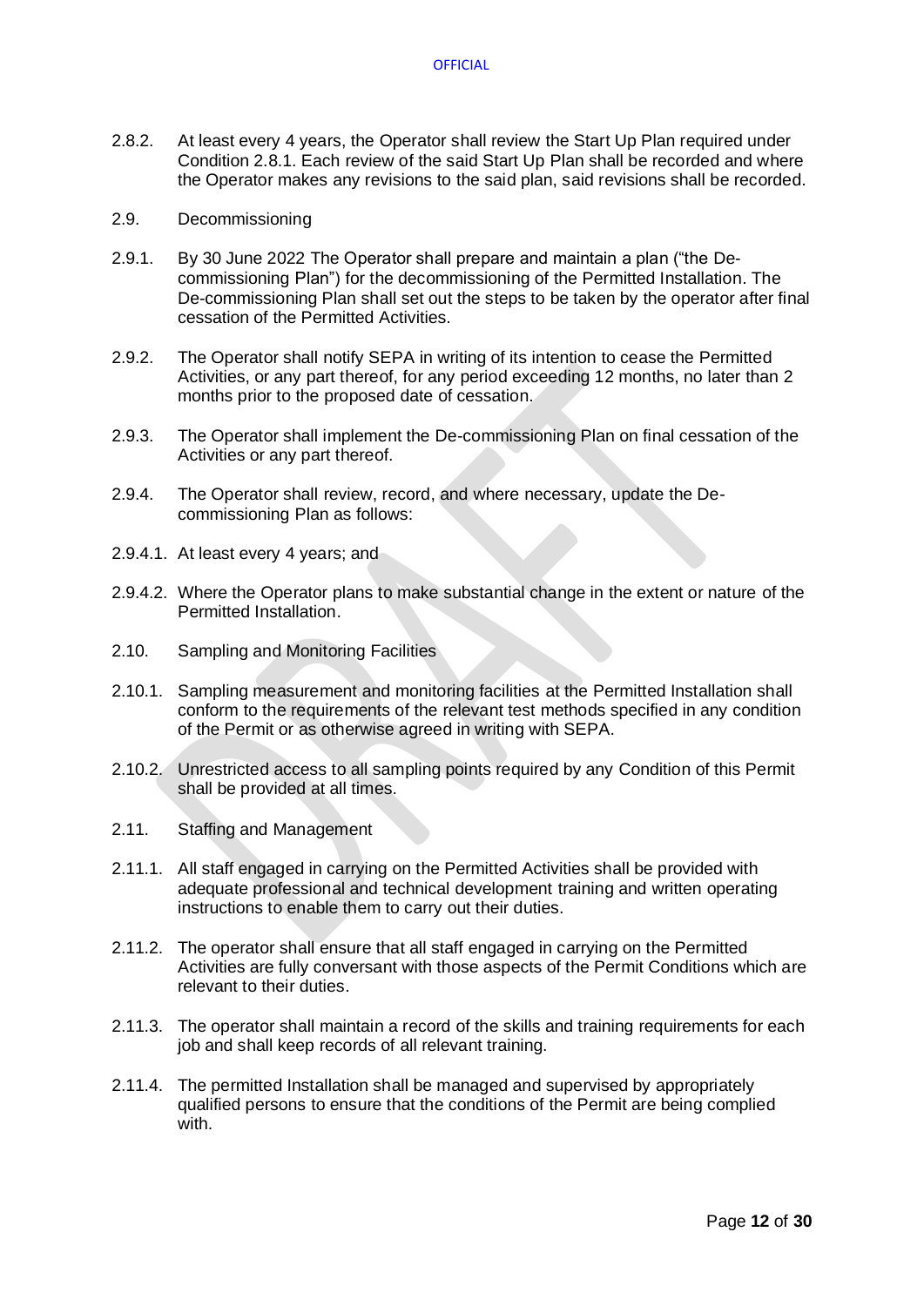2.8.2. At least every 4 years, the Operator shall review the Start Up Plan required under Condition 2.8.1. Each review of the said Start Up Plan shall be recorded and where the Operator makes any revisions to the said plan, said revisions shall be recorded.

2.9. Decommissioning

2.9.1. By 30 June 2022 The Operator shall prepare and maintain a plan ("the De-commissioning Plan") for the decommissioning of the Permitted Installation. The De-commissioning Plan shall set out the steps to be taken by the operator after final cessation of the Permitted Activities.

2.9.2. The Operator shall notify SEPA in writing of its intention to cease the Permitted Activities, or any part thereof, for any period exceeding 12 months, no later than 2 months prior to the proposed date of cessation.

2.9.3. The Operator shall implement the De-commissioning Plan on final cessation of the Activities or any part thereof.

2.9.4. The Operator shall review, record, and where necessary, update the De-commissioning Plan as follows:

2.9.4.1. At least every 4 years; and

2.9.4.2. Where the Operator plans to make substantial change in the extent or nature of the Permitted Installation.

2.10. Sampling and Monitoring Facilities

2.10.1. Sampling measurement and monitoring facilities at the Permitted Installation shall conform to the requirements of the relevant test methods specified in any condition of the Permit or as otherwise agreed in writing with SEPA.

2.10.2. Unrestricted access to all sampling points required by any Condition of this Permit shall be provided at all times.

2.11. Staffing and Management

2.11.1. All staff engaged in carrying on the Permitted Activities shall be provided with adequate professional and technical development training and written operating instructions to enable them to carry out their duties.

2.11.2. The operator shall ensure that all staff engaged in carrying on the Permitted Activities are fully conversant with those aspects of the Permit Conditions which are relevant to their duties.

2.11.3. The operator shall maintain a record of the skills and training requirements for each job and shall keep records of all relevant training.

2.11.4. The permitted Installation shall be managed and supervised by appropriately qualified persons to ensure that the conditions of the Permit are being complied with.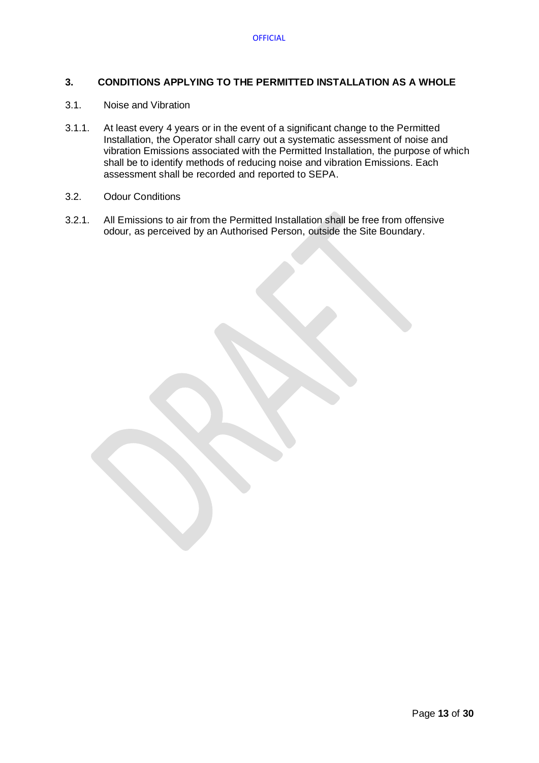## 3. CONDITIONS APPLYING TO THE PERMITTED INSTALLATION AS A WHOLE

3.1. Noise and Vibration

3.1.1. At least every 4 years or in the event of a significant change to the Permitted Installation, the Operator shall carry out a systematic assessment of noise and vibration Emissions associated with the Permitted Installation, the purpose of which shall be to identify methods of reducing noise and vibration Emissions. Each assessment shall be recorded and reported to SEPA.

3.2. Odour Conditions

3.2.1. All Emissions to air from the Permitted Installation shall be free from offensive odour, as perceived by an Authorised Person, outside the Site Boundary.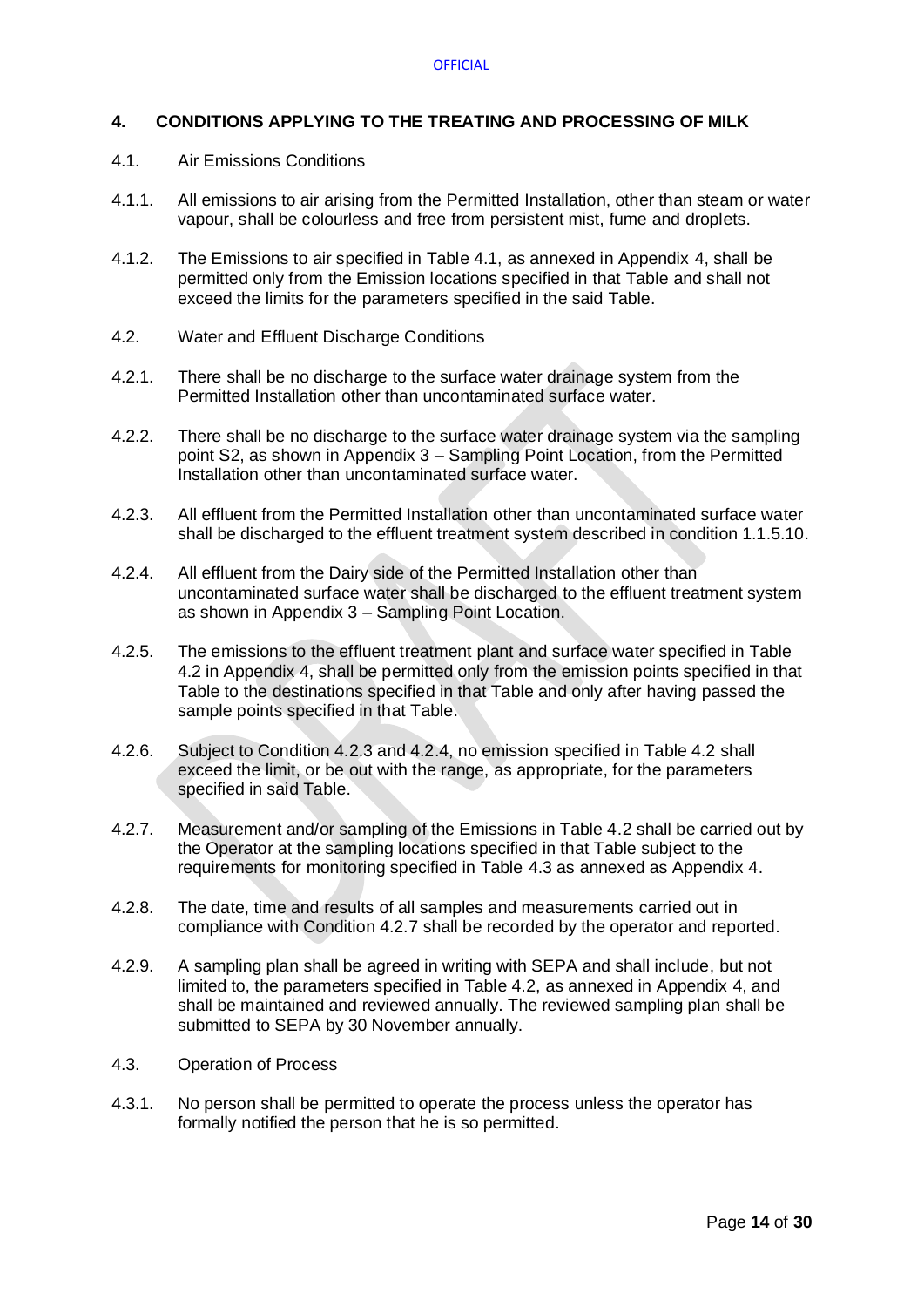## 4. CONDITIONS APPLYING TO THE TREATING AND PROCESSING OF MILK

4.1. Air Emissions Conditions

4.1.1. All emissions to air arising from the Permitted Installation, other than steam or water vapour, shall be colourless and free from persistent mist, fume and droplets.

4.1.2. The Emissions to air specified in Table 4.1, as annexed in Appendix 4, shall be permitted only from the Emission locations specified in that Table and shall not exceed the limits for the parameters specified in the said Table.

4.2. Water and Effluent Discharge Conditions

4.2.1. There shall be no discharge to the surface water drainage system from the Permitted Installation other than uncontaminated surface water.

4.2.2. There shall be no discharge to the surface water drainage system via the sampling point S2, as shown in Appendix 3 – Sampling Point Location, from the Permitted Installation other than uncontaminated surface water.

4.2.3. All effluent from the Permitted Installation other than uncontaminated surface water shall be discharged to the effluent treatment system described in condition 1.1.5.10.

4.2.4. All effluent from the Dairy side of the Permitted Installation other than uncontaminated surface water shall be discharged to the effluent treatment system as shown in Appendix 3 – Sampling Point Location.

4.2.5. The emissions to the effluent treatment plant and surface water specified in Table 4.2 in Appendix 4, shall be permitted only from the emission points specified in that Table to the destinations specified in that Table and only after having passed the sample points specified in that Table.

4.2.6. Subject to Condition 4.2.3 and 4.2.4, no emission specified in Table 4.2 shall exceed the limit, or be out with the range, as appropriate, for the parameters specified in said Table.

4.2.7. Measurement and/or sampling of the Emissions in Table 4.2 shall be carried out by the Operator at the sampling locations specified in that Table subject to the requirements for monitoring specified in Table 4.3 as annexed as Appendix 4.

4.2.8. The date, time and results of all samples and measurements carried out in compliance with Condition 4.2.7 shall be recorded by the operator and reported.

4.2.9. A sampling plan shall be agreed in writing with SEPA and shall include, but not limited to, the parameters specified in Table 4.2, as annexed in Appendix 4, and shall be maintained and reviewed annually. The reviewed sampling plan shall be submitted to SEPA by 30 November annually.

4.3. Operation of Process

4.3.1. No person shall be permitted to operate the process unless the operator has formally notified the person that he is so permitted.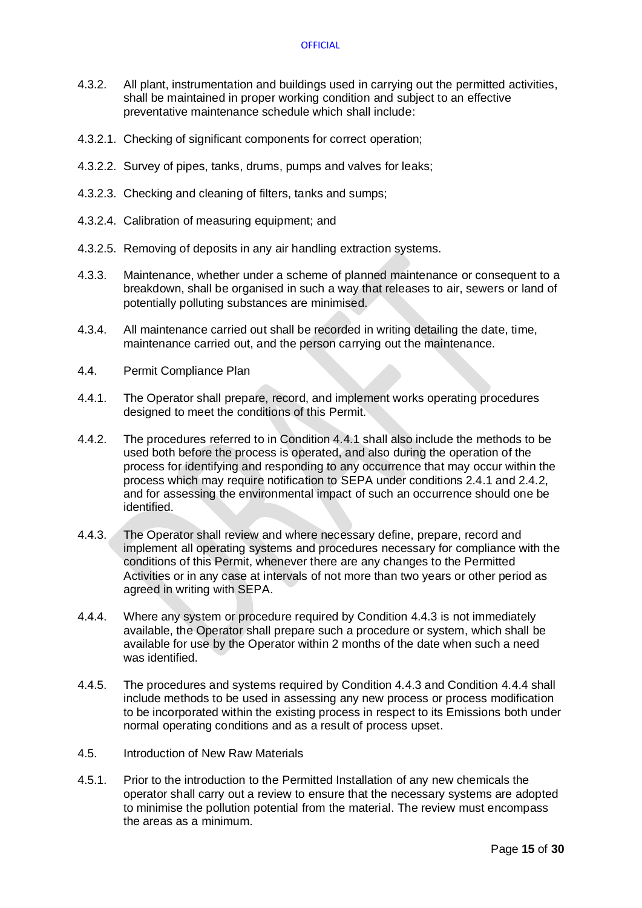4.3.2. All plant, instrumentation and buildings used in carrying out the permitted activities, shall be maintained in proper working condition and subject to an effective preventative maintenance schedule which shall include:

4.3.2.1. Checking of significant components for correct operation;

4.3.2.2. Survey of pipes, tanks, drums, pumps and valves for leaks;

4.3.2.3. Checking and cleaning of filters, tanks and sumps;

4.3.2.4. Calibration of measuring equipment; and

4.3.2.5. Removing of deposits in any air handling extraction systems.

4.3.3. Maintenance, whether under a scheme of planned maintenance or consequent to a breakdown, shall be organised in such a way that releases to air, sewers or land of potentially polluting substances are minimised.

4.3.4. All maintenance carried out shall be recorded in writing detailing the date, time, maintenance carried out, and the person carrying out the maintenance.

4.4. Permit Compliance Plan

4.4.1. The Operator shall prepare, record, and implement works operating procedures designed to meet the conditions of this Permit.

4.4.2. The procedures referred to in Condition 4.4.1 shall also include the methods to be used both before the process is operated, and also during the operation of the process for identifying and responding to any occurrence that may occur within the process which may require notification to SEPA under conditions 2.4.1 and 2.4.2, and for assessing the environmental impact of such an occurrence should one be identified.

4.4.3. The Operator shall review and where necessary define, prepare, record and implement all operating systems and procedures necessary for compliance with the conditions of this Permit, whenever there are any changes to the Permitted Activities or in any case at intervals of not more than two years or other period as agreed in writing with SEPA.

4.4.4. Where any system or procedure required by Condition 4.4.3 is not immediately available, the Operator shall prepare such a procedure or system, which shall be available for use by the Operator within 2 months of the date when such a need was identified.

4.4.5. The procedures and systems required by Condition 4.4.3 and Condition 4.4.4 shall include methods to be used in assessing any new process or process modification to be incorporated within the existing process in respect to its Emissions both under normal operating conditions and as a result of process upset.

4.5. Introduction of New Raw Materials

4.5.1. Prior to the introduction to the Permitted Installation of any new chemicals the operator shall carry out a review to ensure that the necessary systems are adopted to minimise the pollution potential from the material. The review must encompass the areas as a minimum.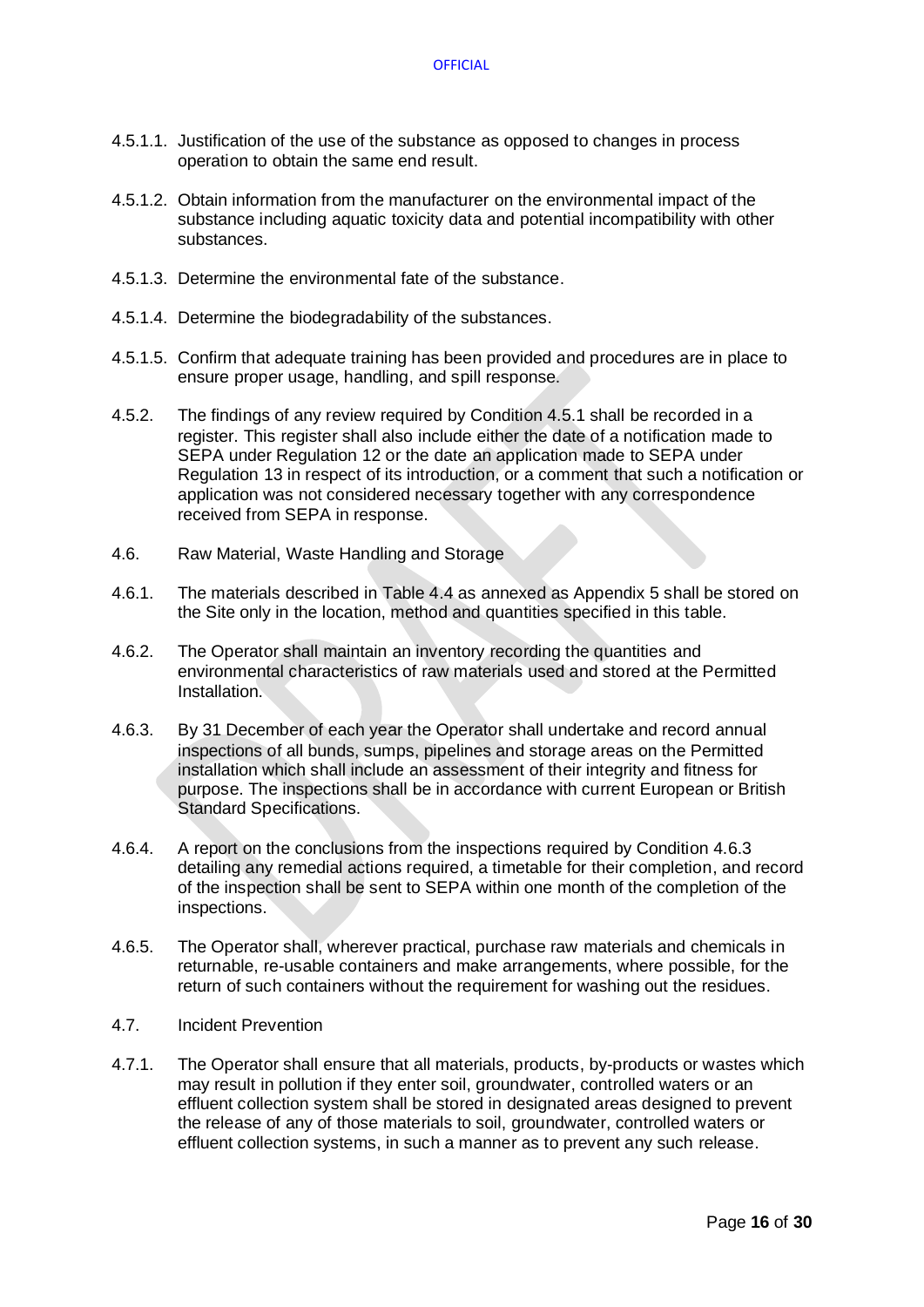4.5.1.1. Justification of the use of the substance as opposed to changes in process operation to obtain the same end result.

4.5.1.2. Obtain information from the manufacturer on the environmental impact of the substance including aquatic toxicity data and potential incompatibility with other substances.

4.5.1.3. Determine the environmental fate of the substance.

4.5.1.4. Determine the biodegradability of the substances.

4.5.1.5. Confirm that adequate training has been provided and procedures are in place to ensure proper usage, handling, and spill response.

4.5.2. The findings of any review required by Condition 4.5.1 shall be recorded in a register. This register shall also include either the date of a notification made to SEPA under Regulation 12 or the date an application made to SEPA under Regulation 13 in respect of its introduction, or a comment that such a notification or application was not considered necessary together with any correspondence received from SEPA in response.

4.6. Raw Material, Waste Handling and Storage

4.6.1. The materials described in Table 4.4 as annexed as Appendix 5 shall be stored on the Site only in the location, method and quantities specified in this table.

4.6.2. The Operator shall maintain an inventory recording the quantities and environmental characteristics of raw materials used and stored at the Permitted Installation.

4.6.3. By 31 December of each year the Operator shall undertake and record annual inspections of all bunds, sumps, pipelines and storage areas on the Permitted installation which shall include an assessment of their integrity and fitness for purpose. The inspections shall be in accordance with current European or British Standard Specifications.

4.6.4. A report on the conclusions from the inspections required by Condition 4.6.3 detailing any remedial actions required, a timetable for their completion, and record of the inspection shall be sent to SEPA within one month of the completion of the inspections.

4.6.5. The Operator shall, wherever practical, purchase raw materials and chemicals in returnable, re-usable containers and make arrangements, where possible, for the return of such containers without the requirement for washing out the residues.

4.7. Incident Prevention

4.7.1. The Operator shall ensure that all materials, products, by-products or wastes which may result in pollution if they enter soil, groundwater, controlled waters or an effluent collection system shall be stored in designated areas designed to prevent the release of any of those materials to soil, groundwater, controlled waters or effluent collection systems, in such a manner as to prevent any such release.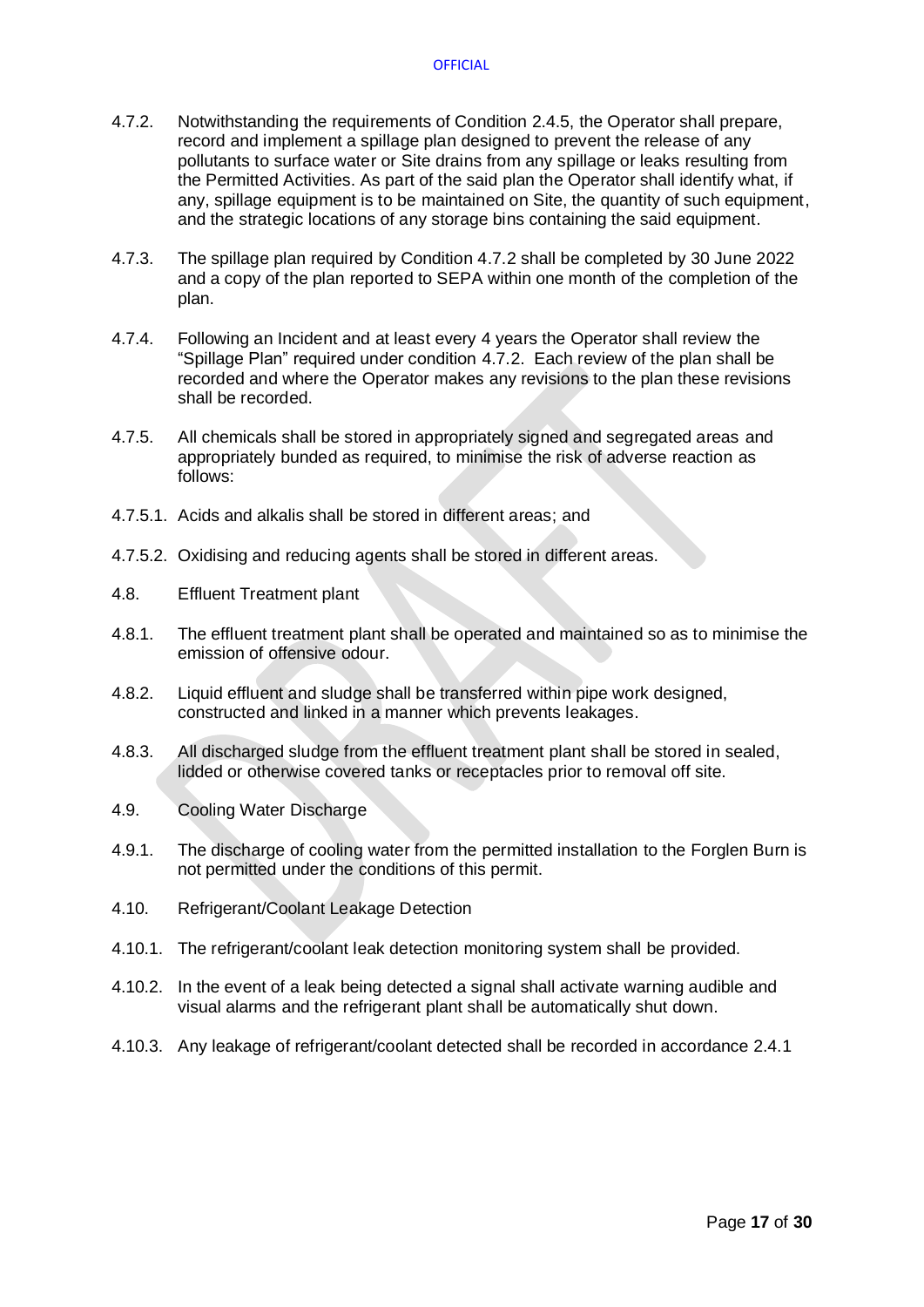4.7.2. Notwithstanding the requirements of Condition 2.4.5, the Operator shall prepare, record and implement a spillage plan designed to prevent the release of any pollutants to surface water or Site drains from any spillage or leaks resulting from the Permitted Activities. As part of the said plan the Operator shall identify what, if any, spillage equipment is to be maintained on Site, the quantity of such equipment, and the strategic locations of any storage bins containing the said equipment.

4.7.3. The spillage plan required by Condition 4.7.2 shall be completed by 30 June 2022 and a copy of the plan reported to SEPA within one month of the completion of the plan.

4.7.4. Following an Incident and at least every 4 years the Operator shall review the "Spillage Plan" required under condition 4.7.2. Each review of the plan shall be recorded and where the Operator makes any revisions to the plan these revisions shall be recorded.

4.7.5. All chemicals shall be stored in appropriately signed and segregated areas and appropriately bunded as required, to minimise the risk of adverse reaction as follows:

4.7.5.1. Acids and alkalis shall be stored in different areas; and

4.7.5.2. Oxidising and reducing agents shall be stored in different areas.

4.8. Effluent Treatment plant

4.8.1. The effluent treatment plant shall be operated and maintained so as to minimise the emission of offensive odour.

4.8.2. Liquid effluent and sludge shall be transferred within pipe work designed, constructed and linked in a manner which prevents leakages.

4.8.3. All discharged sludge from the effluent treatment plant shall be stored in sealed, lidded or otherwise covered tanks or receptacles prior to removal off site.

4.9. Cooling Water Discharge

4.9.1. The discharge of cooling water from the permitted installation to the Forglen Burn is not permitted under the conditions of this permit.

4.10. Refrigerant/Coolant Leakage Detection

4.10.1. The refrigerant/coolant leak detection monitoring system shall be provided.

4.10.2. In the event of a leak being detected a signal shall activate warning audible and visual alarms and the refrigerant plant shall be automatically shut down.

4.10.3. Any leakage of refrigerant/coolant detected shall be recorded in accordance 2.4.1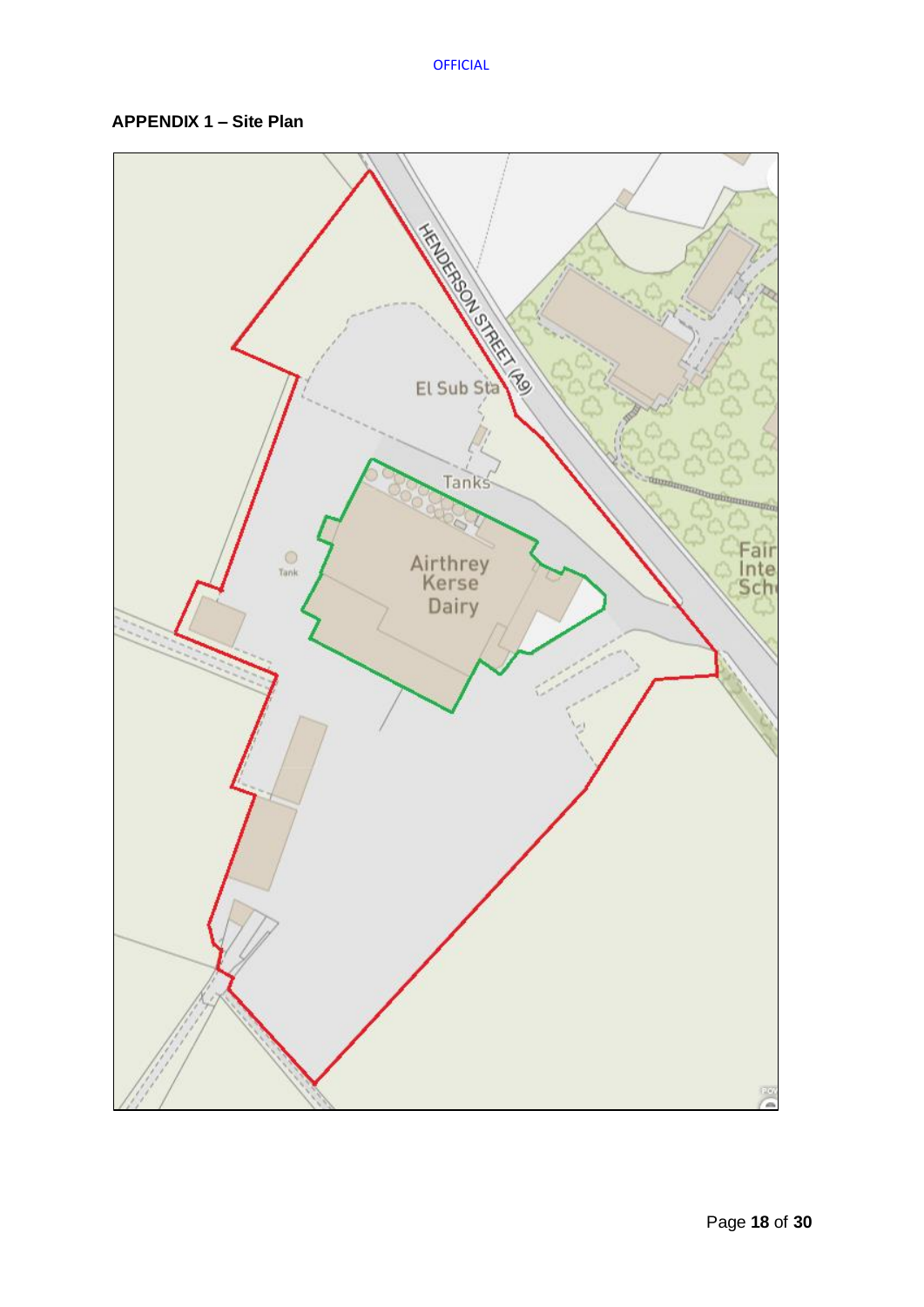**APPENDIX 1 – Site Plan**

HENDERSON STREET (A9)

El Sub Sta

Tanks

Airthrey Kerse Dairy

Tank

Fair Inte Sch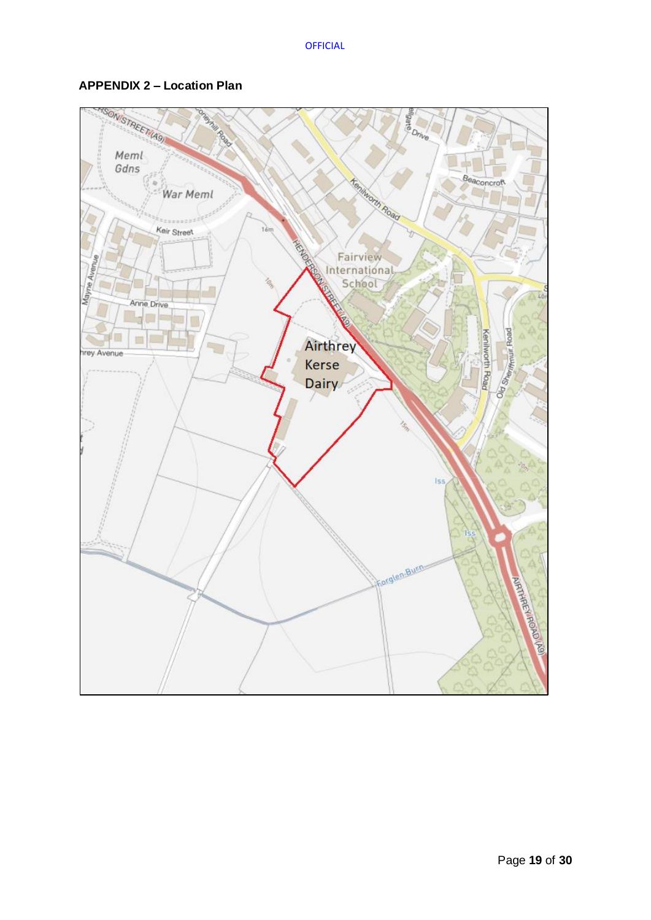## APPENDIX 2 – Location Plan

Meml Gdns
War Meml
Keir Street
Anne Drive
Mayne Avenue
hrey Avenue
HENDERSON STREET (A9)
Coneyhill Road
Kenilworth Road
Beaconcroft
Fairview International School
Airthrey Kerse Dairy
Kenilworth Road
Old Sheriffmuir Road
Forglen Burn
AIRTHREY ROAD (A9)
16m
10m
15m
20m
Iss
Iss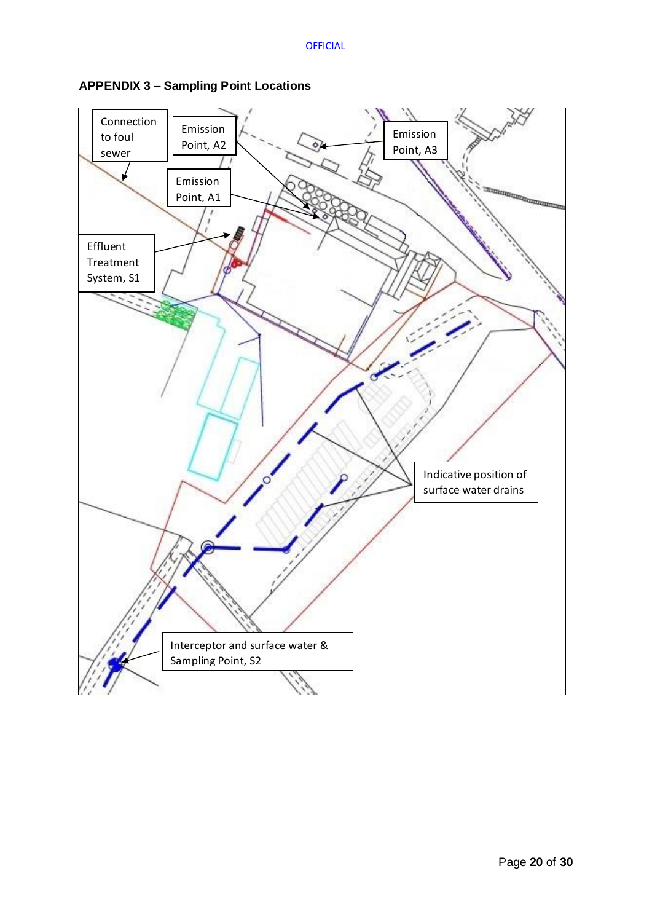### APPENDIX 3 – Sampling Point Locations

Connection to foul sewer

Emission Point, A2

Emission Point, A3

Emission Point, A1

Effluent Treatment System, S1

Indicative position of surface water drains

Interceptor and surface water & Sampling Point, S2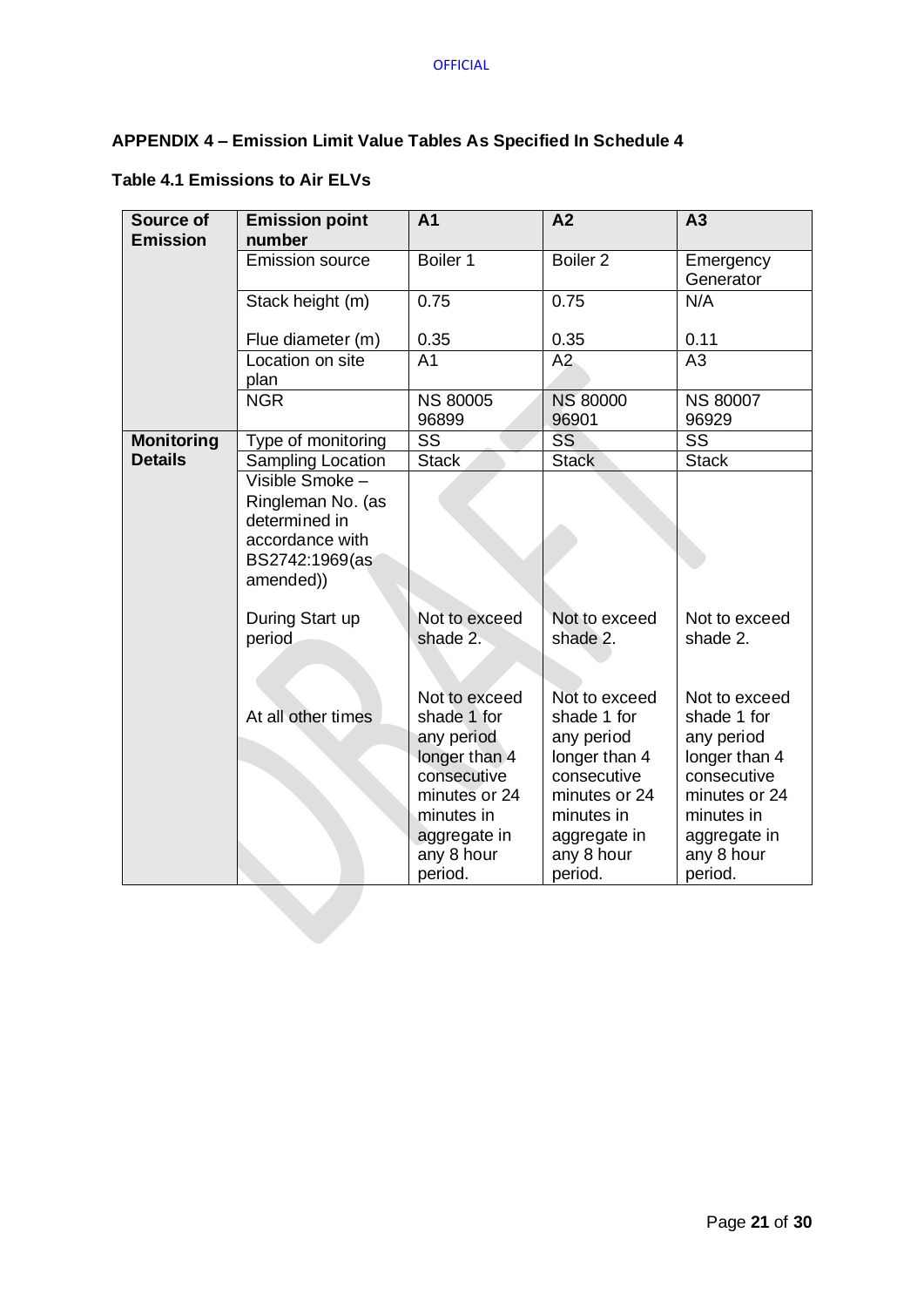## APPENDIX 4 – Emission Limit Value Tables As Specified In Schedule 4

### Table 4.1 Emissions to Air ELVs

| Source of Emission | Emission point number | A1 | A2 | A3 |
|---|---|---|---|---|
| | Emission source | Boiler 1 | Boiler 2 | Emergency Generator |
| | Stack height (m)<br><br>Flue diameter (m) | 0.75<br><br>0.35 | 0.75<br><br>0.35 | N/A<br><br>0.11 |
| | Location on site plan | A1 | A2 | A3 |
| | NGR | NS 80005 96899 | NS 80000 96901 | NS 80007 96929 |
| **Monitoring Details** | Type of monitoring | SS | SS | SS |
| | Sampling Location | Stack | Stack | Stack |
| | Visible Smoke – Ringleman No. (as determined in accordance with BS2742:1969(as amended))<br><br>During Start up period | Not to exceed shade 2. | Not to exceed shade 2. | Not to exceed shade 2. |
| | At all other times | Not to exceed shade 1 for any period longer than 4 consecutive minutes or 24 minutes in aggregate in any 8 hour period. | Not to exceed shade 1 for any period longer than 4 consecutive minutes or 24 minutes in aggregate in any 8 hour period. | Not to exceed shade 1 for any period longer than 4 consecutive minutes or 24 minutes in aggregate in any 8 hour period. |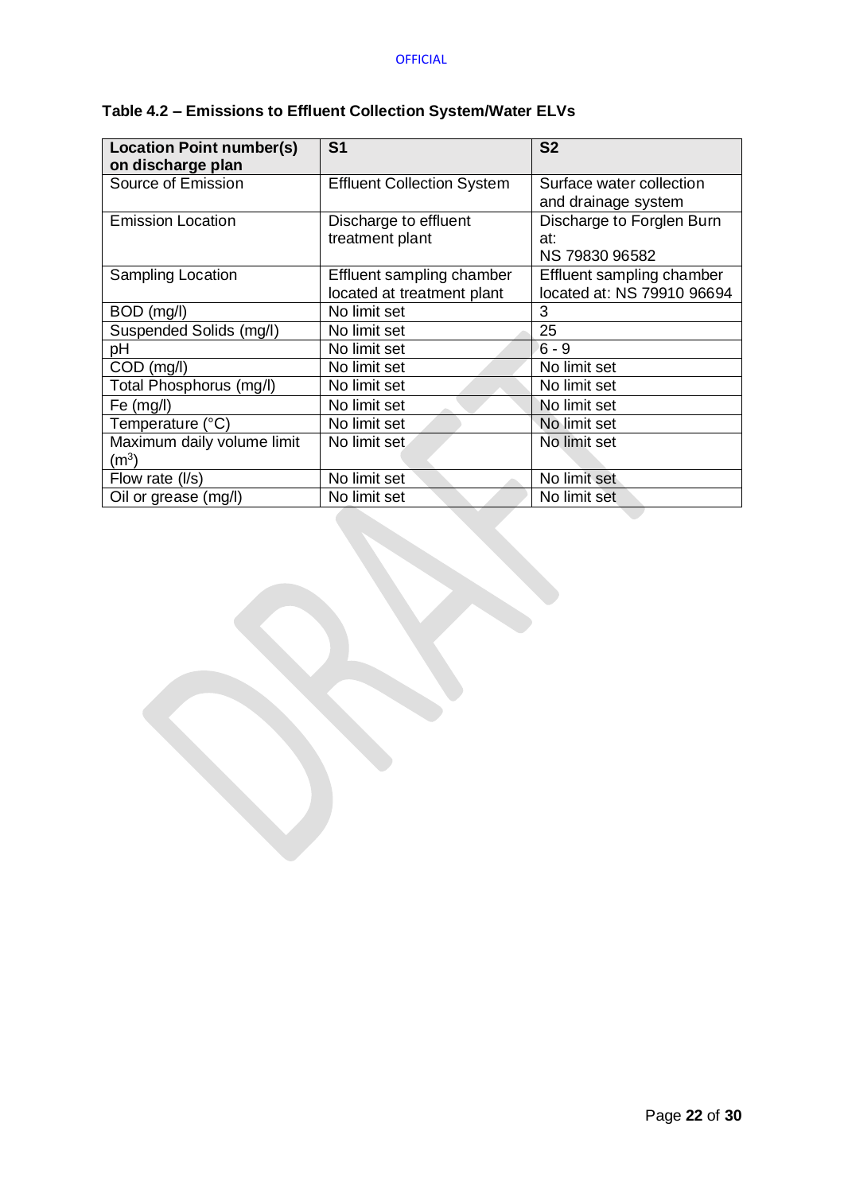**Table 4.2 – Emissions to Effluent Collection System/Water ELVs**

| Location Point number(s) on discharge plan | S1 | S2 |
|---|---|---|
| Source of Emission | Effluent Collection System | Surface water collection and drainage system |
| Emission Location | Discharge to effluent treatment plant | Discharge to Forglen Burn at: NS 79830 96582 |
| Sampling Location | Effluent sampling chamber located at treatment plant | Effluent sampling chamber located at: NS 79910 96694 |
| BOD (mg/l) | No limit set | 3 |
| Suspended Solids (mg/l) | No limit set | 25 |
| pH | No limit set | 6 - 9 |
| COD (mg/l) | No limit set | No limit set |
| Total Phosphorus (mg/l) | No limit set | No limit set |
| Fe (mg/l) | No limit set | No limit set |
| Temperature (°C) | No limit set | No limit set |
| Maximum daily volume limit ($m^3$) | No limit set | No limit set |
| Flow rate (l/s) | No limit set | No limit set |
| Oil or grease (mg/l) | No limit set | No limit set |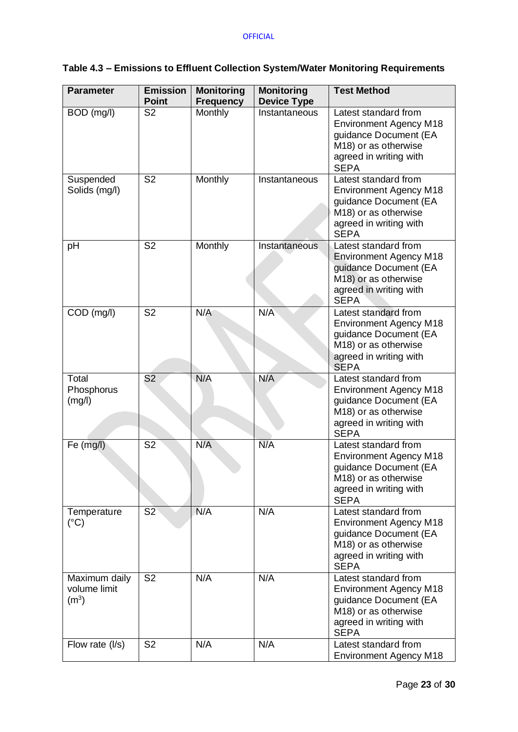**Table 4.3 – Emissions to Effluent Collection System/Water Monitoring Requirements**

| Parameter | Emission Point | Monitoring Frequency | Monitoring Device Type | Test Method |
|---|---|---|---|---|
| BOD (mg/l) | S2 | Monthly | Instantaneous | Latest standard from Environment Agency M18 guidance Document (EA M18) or as otherwise agreed in writing with SEPA |
| Suspended Solids (mg/l) | S2 | Monthly | Instantaneous | Latest standard from Environment Agency M18 guidance Document (EA M18) or as otherwise agreed in writing with SEPA |
| pH | S2 | Monthly | Instantaneous | Latest standard from Environment Agency M18 guidance Document (EA M18) or as otherwise agreed in writing with SEPA |
| COD (mg/l) | S2 | N/A | N/A | Latest standard from Environment Agency M18 guidance Document (EA M18) or as otherwise agreed in writing with SEPA |
| Total Phosphorus (mg/l) | S2 | N/A | N/A | Latest standard from Environment Agency M18 guidance Document (EA M18) or as otherwise agreed in writing with SEPA |
| Fe (mg/l) | S2 | N/A | N/A | Latest standard from Environment Agency M18 guidance Document (EA M18) or as otherwise agreed in writing with SEPA |
| Temperature (°C) | S2 | N/A | N/A | Latest standard from Environment Agency M18 guidance Document (EA M18) or as otherwise agreed in writing with SEPA |
| Maximum daily volume limit ($m^3$) | S2 | N/A | N/A | Latest standard from Environment Agency M18 guidance Document (EA M18) or as otherwise agreed in writing with SEPA |
| Flow rate (l/s) | S2 | N/A | N/A | Latest standard from Environment Agency M18 |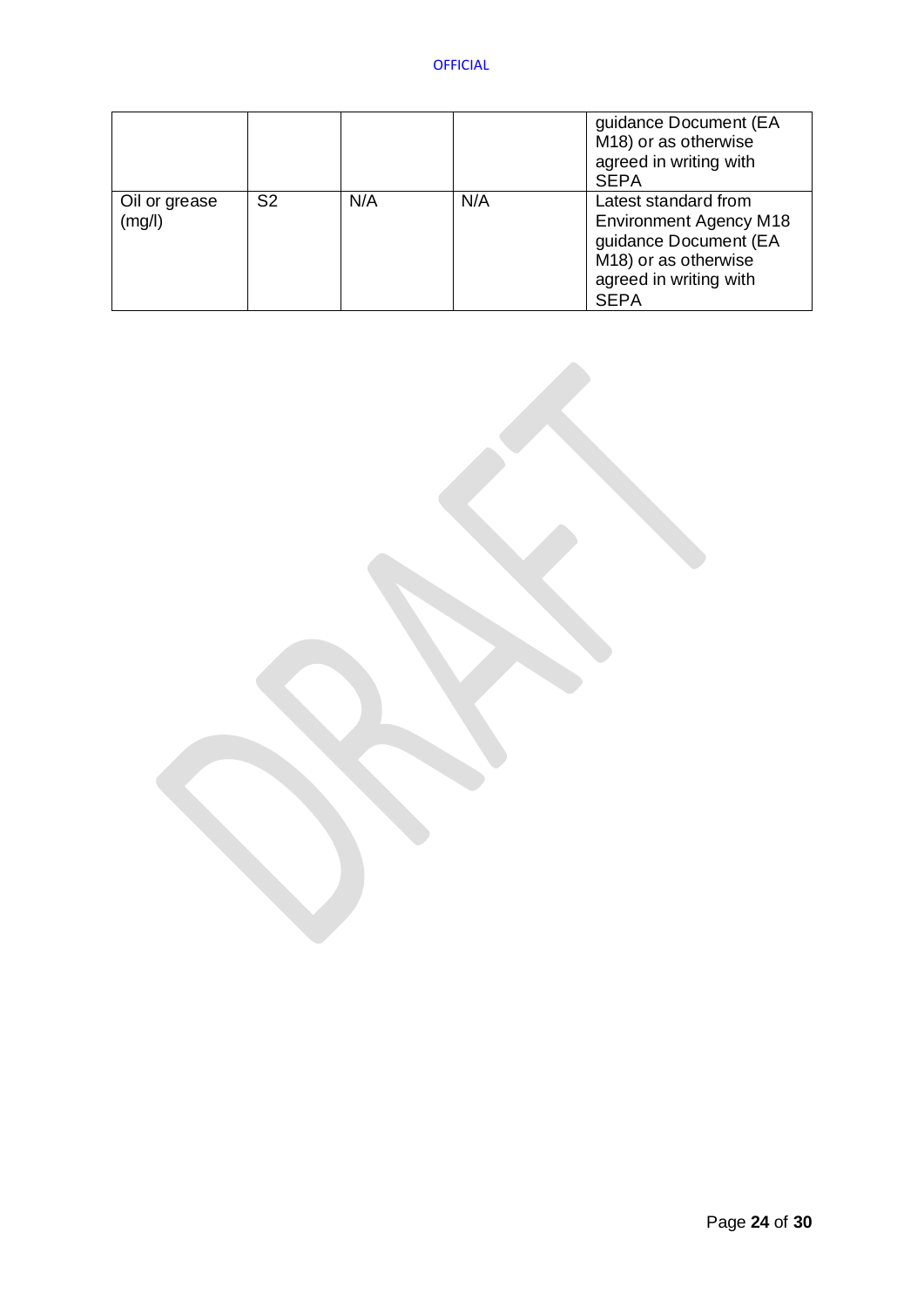| | | | | |
|---|---|---|---|---|
| | | | | guidance Document (EA M18) or as otherwise agreed in writing with SEPA |
| Oil or grease (mg/l) | S2 | N/A | N/A | Latest standard from Environment Agency M18 guidance Document (EA M18) or as otherwise agreed in writing with SEPA |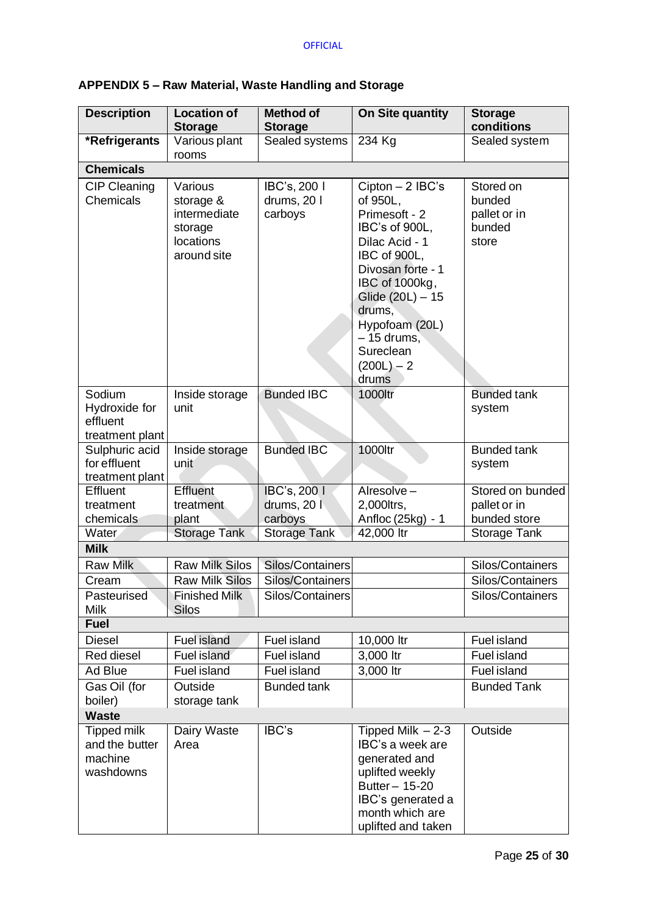## APPENDIX 5 – Raw Material, Waste Handling and Storage

| Description | Location of Storage | Method of Storage | On Site quantity | Storage conditions |
|---|---|---|---|---|
| **\*Refrigerants** | Various plant rooms | Sealed systems | 234 Kg | Sealed system |
| **Chemicals** | | | | |
| CIP Cleaning Chemicals | Various storage & intermediate storage locations around site | IBC's, 200 l drums, 20 l carboys | Cipton – 2 IBC's of 950L, Primesoft - 2 IBC's of 900L, Dilac Acid - 1 IBC of 900L, Divosan forte - 1 IBC of 1000kg, Glide (20L) – 15 drums, Hypofoam (20L) – 15 drums, Sureclean (200L) – 2 drums | Stored on bunded pallet or in bunded store |
| Sodium Hydroxide for effluent treatment plant | Inside storage unit | Bunded IBC | 1000ltr | Bunded tank system |
| Sulphuric acid for effluent treatment plant | Inside storage unit | Bunded IBC | 1000ltr | Bunded tank system |
| Effluent treatment chemicals | Effluent treatment plant | IBC's, 200 l drums, 20 l carboys | Alresolve – 2,000ltrs, Anfloc (25kg) - 1 | Stored on bunded pallet or in bunded store |
| Water | Storage Tank | Storage Tank | 42,000 ltr | Storage Tank |
| **Milk** | | | | |
| Raw Milk | Raw Milk Silos | Silos/Containers | | Silos/Containers |
| Cream | Raw Milk Silos | Silos/Containers | | Silos/Containers |
| Pasteurised Milk | Finished Milk Silos | Silos/Containers | | Silos/Containers |
| **Fuel** | | | | |
| Diesel | Fuel island | Fuel island | 10,000 ltr | Fuel island |
| Red diesel | Fuel island | Fuel island | 3,000 ltr | Fuel island |
| Ad Blue | Fuel island | Fuel island | 3,000 ltr | Fuel island |
| Gas Oil (for boiler) | Outside storage tank | Bunded tank | | Bunded Tank |
| **Waste** | | | | |
| Tipped milk and the butter machine washdowns | Dairy Waste Area | IBC's | Tipped Milk – 2-3 IBC's a week are generated and uplifted weekly Butter – 15-20 IBC's generated a month which are uplifted and taken | Outside |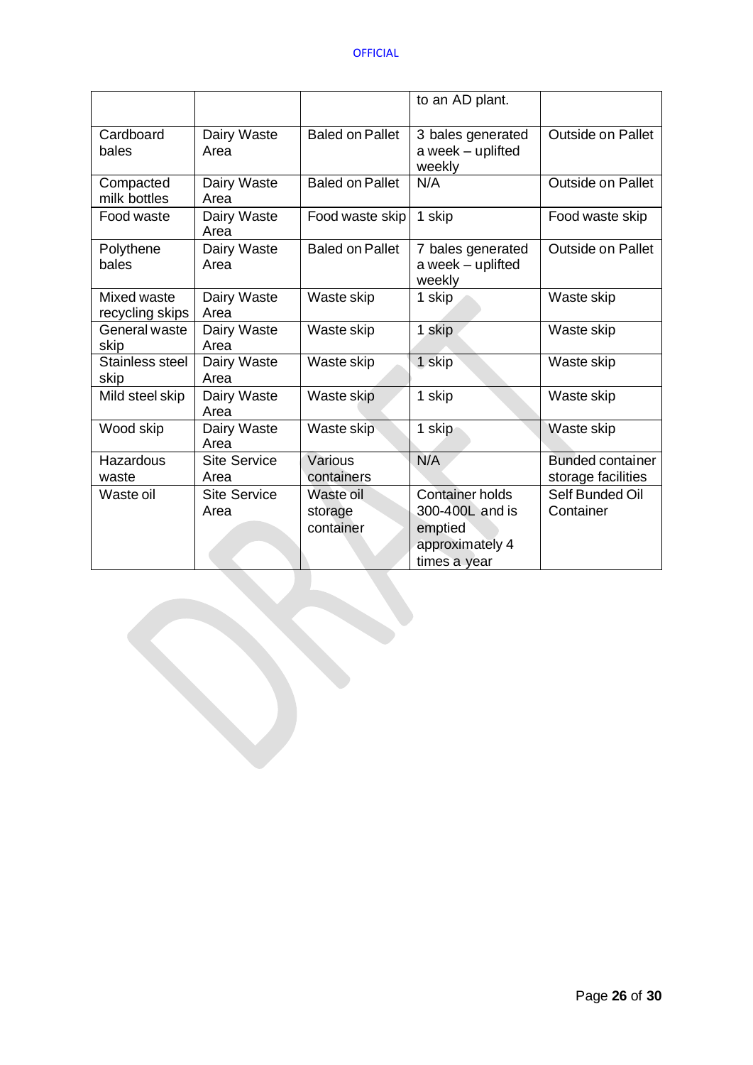| | | | | |
|---|---|---|---|---|
| | | | to an AD plant. | |
| Cardboard bales | Dairy Waste Area | Baled on Pallet | 3 bales generated a week – uplifted weekly | Outside on Pallet |
| Compacted milk bottles | Dairy Waste Area | Baled on Pallet | N/A | Outside on Pallet |
| Food waste | Dairy Waste Area | Food waste skip | 1 skip | Food waste skip |
| Polythene bales | Dairy Waste Area | Baled on Pallet | 7 bales generated a week – uplifted weekly | Outside on Pallet |
| Mixed waste recycling skips | Dairy Waste Area | Waste skip | 1 skip | Waste skip |
| General waste skip | Dairy Waste Area | Waste skip | 1 skip | Waste skip |
| Stainless steel skip | Dairy Waste Area | Waste skip | 1 skip | Waste skip |
| Mild steel skip | Dairy Waste Area | Waste skip | 1 skip | Waste skip |
| Wood skip | Dairy Waste Area | Waste skip | 1 skip | Waste skip |
| Hazardous waste | Site Service Area | Various containers | N/A | Bunded container storage facilities |
| Waste oil | Site Service Area | Waste oil storage container | Container holds 300-400L and is emptied approximately 4 times a year | Self Bunded Oil Container |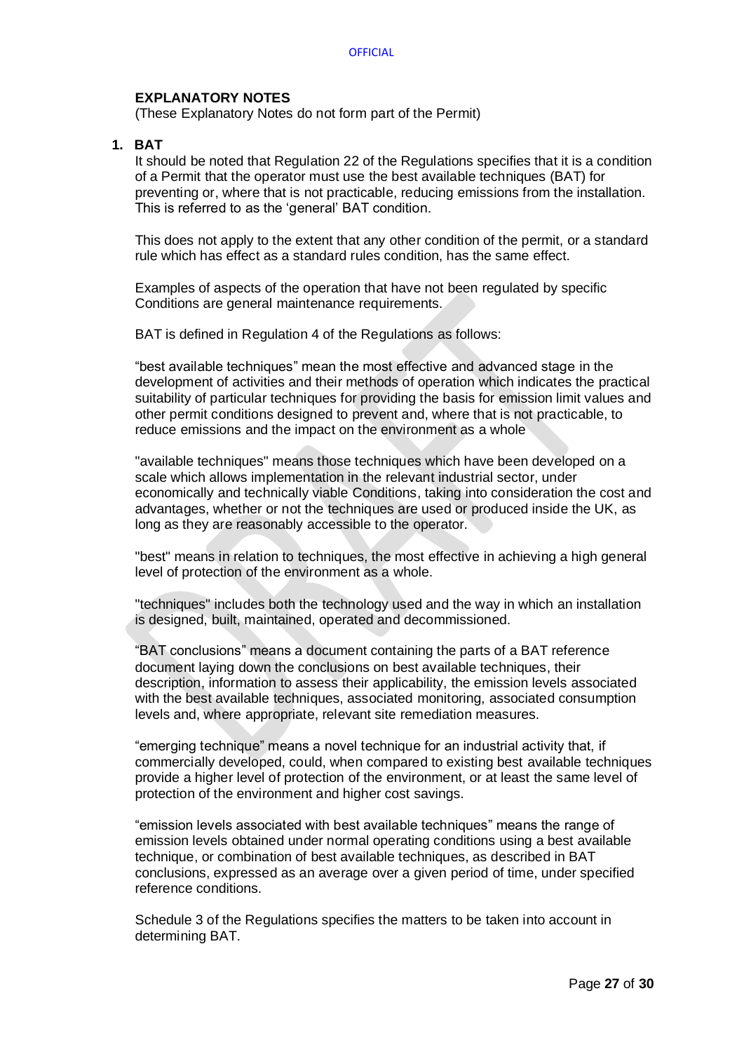## EXPLANATORY NOTES

(These Explanatory Notes do not form part of the Permit)

### 1. BAT

It should be noted that Regulation 22 of the Regulations specifies that it is a condition of a Permit that the operator must use the best available techniques (BAT) for preventing or, where that is not practicable, reducing emissions from the installation. This is referred to as the 'general' BAT condition.

This does not apply to the extent that any other condition of the permit, or a standard rule which has effect as a standard rules condition, has the same effect.

Examples of aspects of the operation that have not been regulated by specific Conditions are general maintenance requirements.

BAT is defined in Regulation 4 of the Regulations as follows:

"best available techniques" mean the most effective and advanced stage in the development of activities and their methods of operation which indicates the practical suitability of particular techniques for providing the basis for emission limit values and other permit conditions designed to prevent and, where that is not practicable, to reduce emissions and the impact on the environment as a whole

"available techniques" means those techniques which have been developed on a scale which allows implementation in the relevant industrial sector, under economically and technically viable Conditions, taking into consideration the cost and advantages, whether or not the techniques are used or produced inside the UK, as long as they are reasonably accessible to the operator.

"best" means in relation to techniques, the most effective in achieving a high general level of protection of the environment as a whole.

"techniques" includes both the technology used and the way in which an installation is designed, built, maintained, operated and decommissioned.

"BAT conclusions" means a document containing the parts of a BAT reference document laying down the conclusions on best available techniques, their description, information to assess their applicability, the emission levels associated with the best available techniques, associated monitoring, associated consumption levels and, where appropriate, relevant site remediation measures.

"emerging technique" means a novel technique for an industrial activity that, if commercially developed, could, when compared to existing best available techniques provide a higher level of protection of the environment, or at least the same level of protection of the environment and higher cost savings.

"emission levels associated with best available techniques" means the range of emission levels obtained under normal operating conditions using a best available technique, or combination of best available techniques, as described in BAT conclusions, expressed as an average over a given period of time, under specified reference conditions.

Schedule 3 of the Regulations specifies the matters to be taken into account in determining BAT.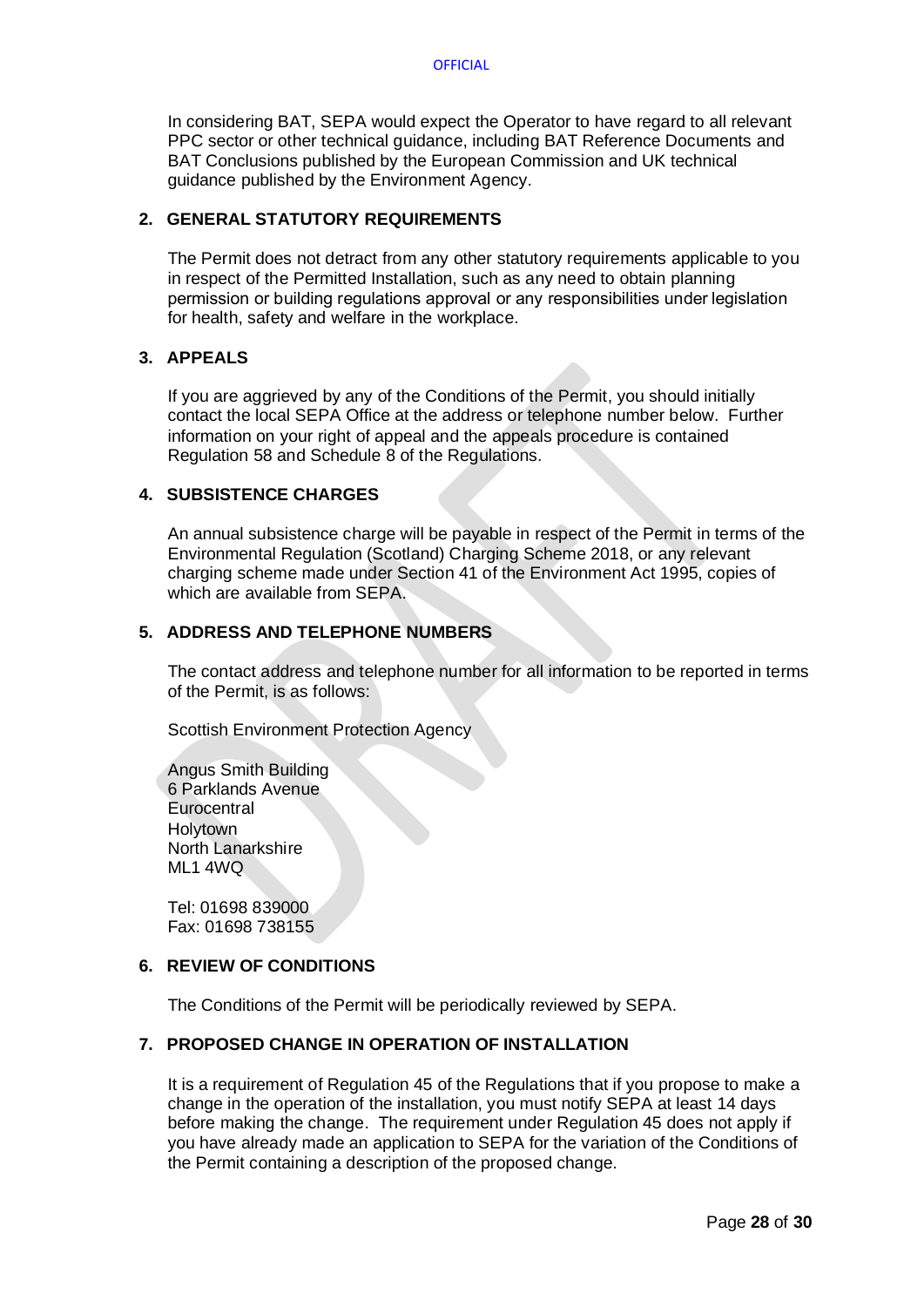In considering BAT, SEPA would expect the Operator to have regard to all relevant PPC sector or other technical guidance, including BAT Reference Documents and BAT Conclusions published by the European Commission and UK technical guidance published by the Environment Agency.

## 2. GENERAL STATUTORY REQUIREMENTS

The Permit does not detract from any other statutory requirements applicable to you in respect of the Permitted Installation, such as any need to obtain planning permission or building regulations approval or any responsibilities under legislation for health, safety and welfare in the workplace.

## 3. APPEALS

If you are aggrieved by any of the Conditions of the Permit, you should initially contact the local SEPA Office at the address or telephone number below. Further information on your right of appeal and the appeals procedure is contained Regulation 58 and Schedule 8 of the Regulations.

## 4. SUBSISTENCE CHARGES

An annual subsistence charge will be payable in respect of the Permit in terms of the Environmental Regulation (Scotland) Charging Scheme 2018, or any relevant charging scheme made under Section 41 of the Environment Act 1995, copies of which are available from SEPA.

## 5. ADDRESS AND TELEPHONE NUMBERS

The contact address and telephone number for all information to be reported in terms of the Permit, is as follows:

Scottish Environment Protection Agency

Angus Smith Building
6 Parklands Avenue
Eurocentral
Holytown
North Lanarkshire
ML1 4WQ

Tel: 01698 839000
Fax: 01698 738155

## 6. REVIEW OF CONDITIONS

The Conditions of the Permit will be periodically reviewed by SEPA.

## 7. PROPOSED CHANGE IN OPERATION OF INSTALLATION

It is a requirement of Regulation 45 of the Regulations that if you propose to make a change in the operation of the installation, you must notify SEPA at least 14 days before making the change. The requirement under Regulation 45 does not apply if you have already made an application to SEPA for the variation of the Conditions of the Permit containing a description of the proposed change.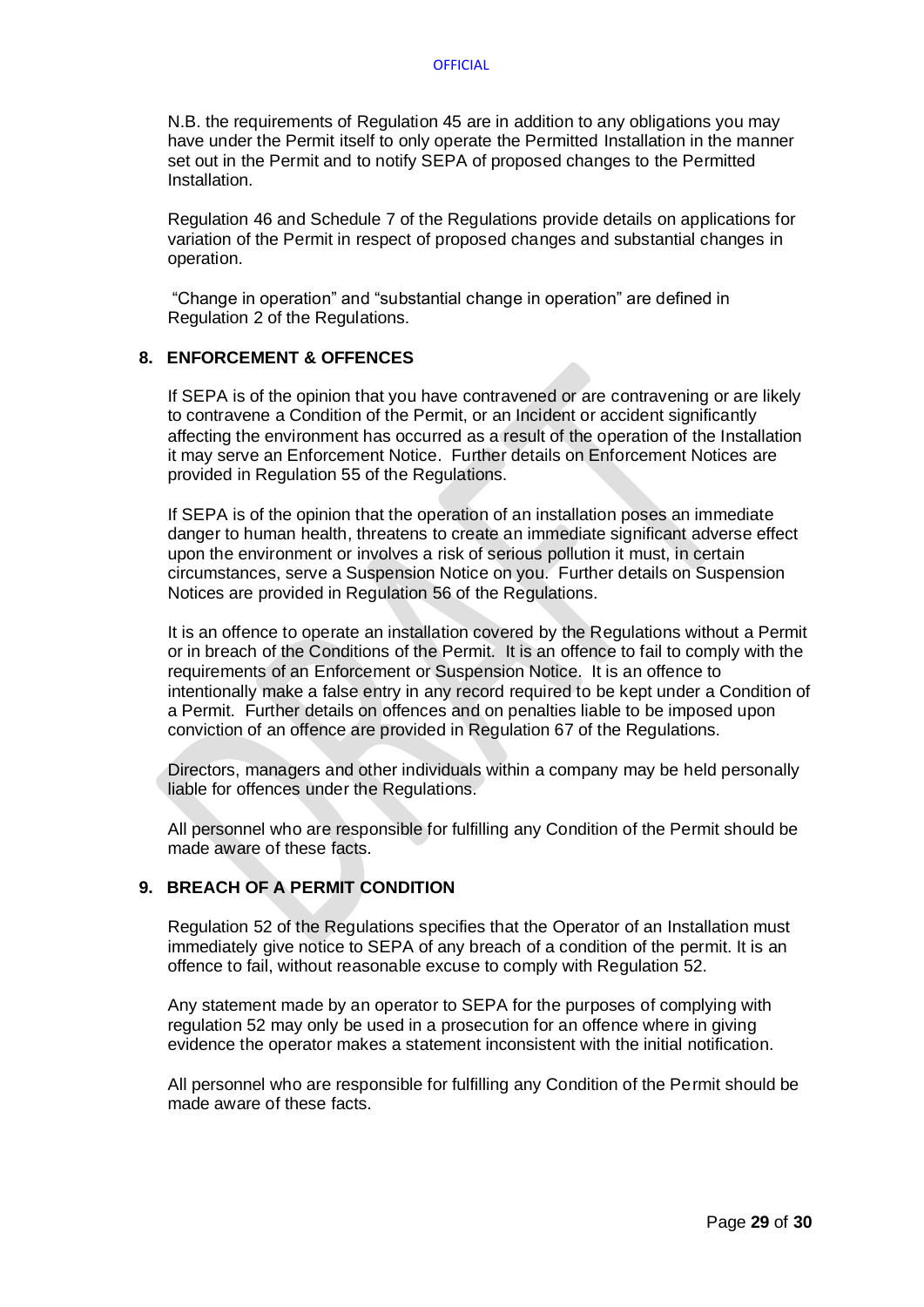N.B. the requirements of Regulation 45 are in addition to any obligations you may have under the Permit itself to only operate the Permitted Installation in the manner set out in the Permit and to notify SEPA of proposed changes to the Permitted Installation.

Regulation 46 and Schedule 7 of the Regulations provide details on applications for variation of the Permit in respect of proposed changes and substantial changes in operation.

"Change in operation" and "substantial change in operation" are defined in Regulation 2 of the Regulations.

## 8. ENFORCEMENT & OFFENCES

If SEPA is of the opinion that you have contravened or are contravening or are likely to contravene a Condition of the Permit, or an Incident or accident significantly affecting the environment has occurred as a result of the operation of the Installation it may serve an Enforcement Notice. Further details on Enforcement Notices are provided in Regulation 55 of the Regulations.

If SEPA is of the opinion that the operation of an installation poses an immediate danger to human health, threatens to create an immediate significant adverse effect upon the environment or involves a risk of serious pollution it must, in certain circumstances, serve a Suspension Notice on you. Further details on Suspension Notices are provided in Regulation 56 of the Regulations.

It is an offence to operate an installation covered by the Regulations without a Permit or in breach of the Conditions of the Permit. It is an offence to fail to comply with the requirements of an Enforcement or Suspension Notice. It is an offence to intentionally make a false entry in any record required to be kept under a Condition of a Permit. Further details on offences and on penalties liable to be imposed upon conviction of an offence are provided in Regulation 67 of the Regulations.

Directors, managers and other individuals within a company may be held personally liable for offences under the Regulations.

All personnel who are responsible for fulfilling any Condition of the Permit should be made aware of these facts.

## 9. BREACH OF A PERMIT CONDITION

Regulation 52 of the Regulations specifies that the Operator of an Installation must immediately give notice to SEPA of any breach of a condition of the permit. It is an offence to fail, without reasonable excuse to comply with Regulation 52.

Any statement made by an operator to SEPA for the purposes of complying with regulation 52 may only be used in a prosecution for an offence where in giving evidence the operator makes a statement inconsistent with the initial notification.

All personnel who are responsible for fulfilling any Condition of the Permit should be made aware of these facts.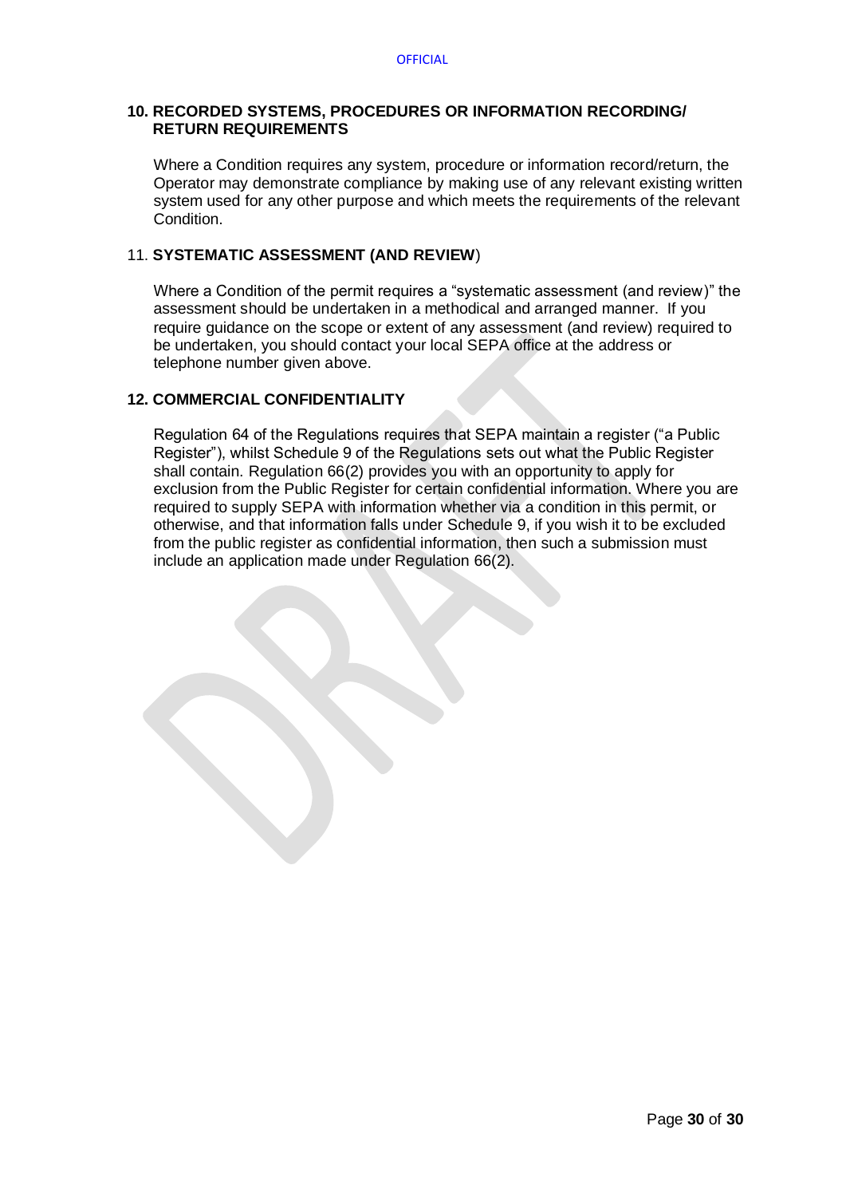## 10. RECORDED SYSTEMS, PROCEDURES OR INFORMATION RECORDING/ RETURN REQUIREMENTS

Where a Condition requires any system, procedure or information record/return, the Operator may demonstrate compliance by making use of any relevant existing written system used for any other purpose and which meets the requirements of the relevant Condition.

## 11. SYSTEMATIC ASSESSMENT (AND REVIEW)

Where a Condition of the permit requires a "systematic assessment (and review)" the assessment should be undertaken in a methodical and arranged manner. If you require guidance on the scope or extent of any assessment (and review) required to be undertaken, you should contact your local SEPA office at the address or telephone number given above.

## 12. COMMERCIAL CONFIDENTIALITY

Regulation 64 of the Regulations requires that SEPA maintain a register ("a Public Register"), whilst Schedule 9 of the Regulations sets out what the Public Register shall contain. Regulation 66(2) provides you with an opportunity to apply for exclusion from the Public Register for certain confidential information. Where you are required to supply SEPA with information whether via a condition in this permit, or otherwise, and that information falls under Schedule 9, if you wish it to be excluded from the public register as confidential information, then such a submission must include an application made under Regulation 66(2).